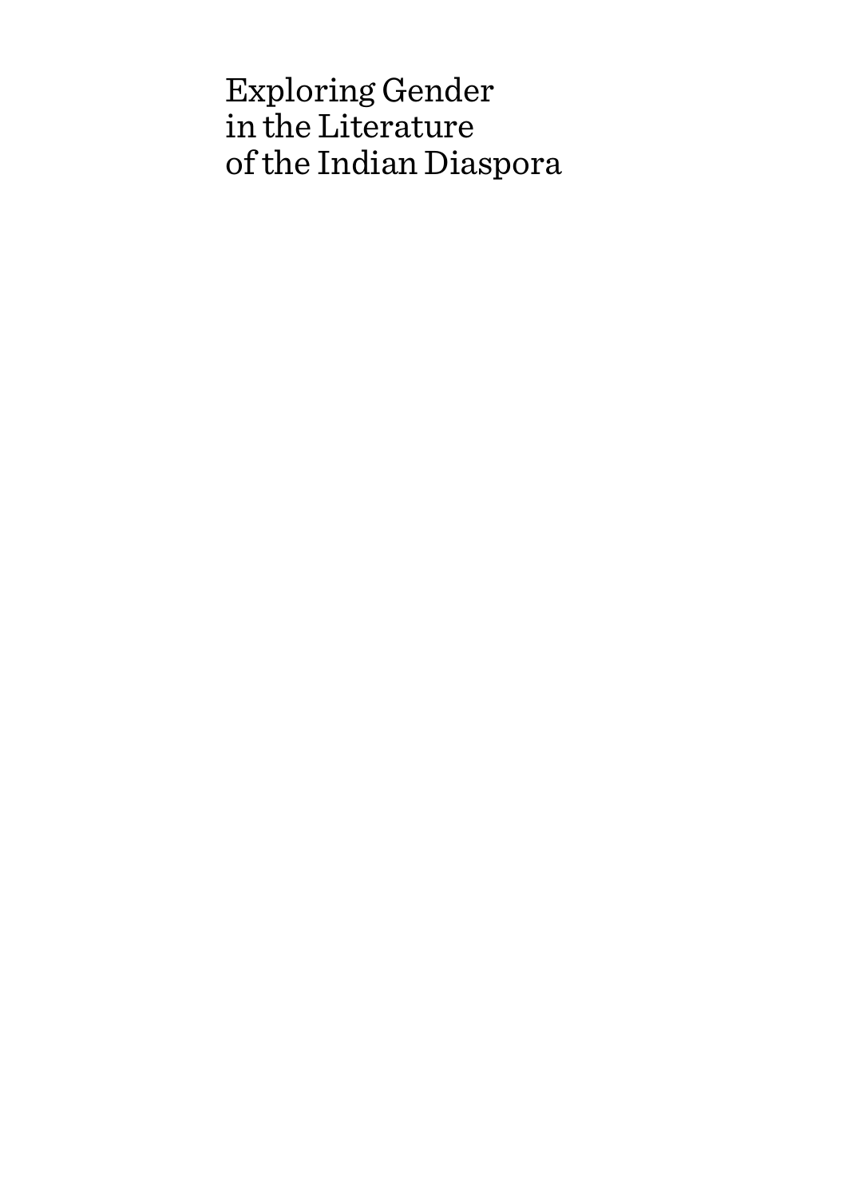# Exploring Gender in the Literature of the Indian Diaspora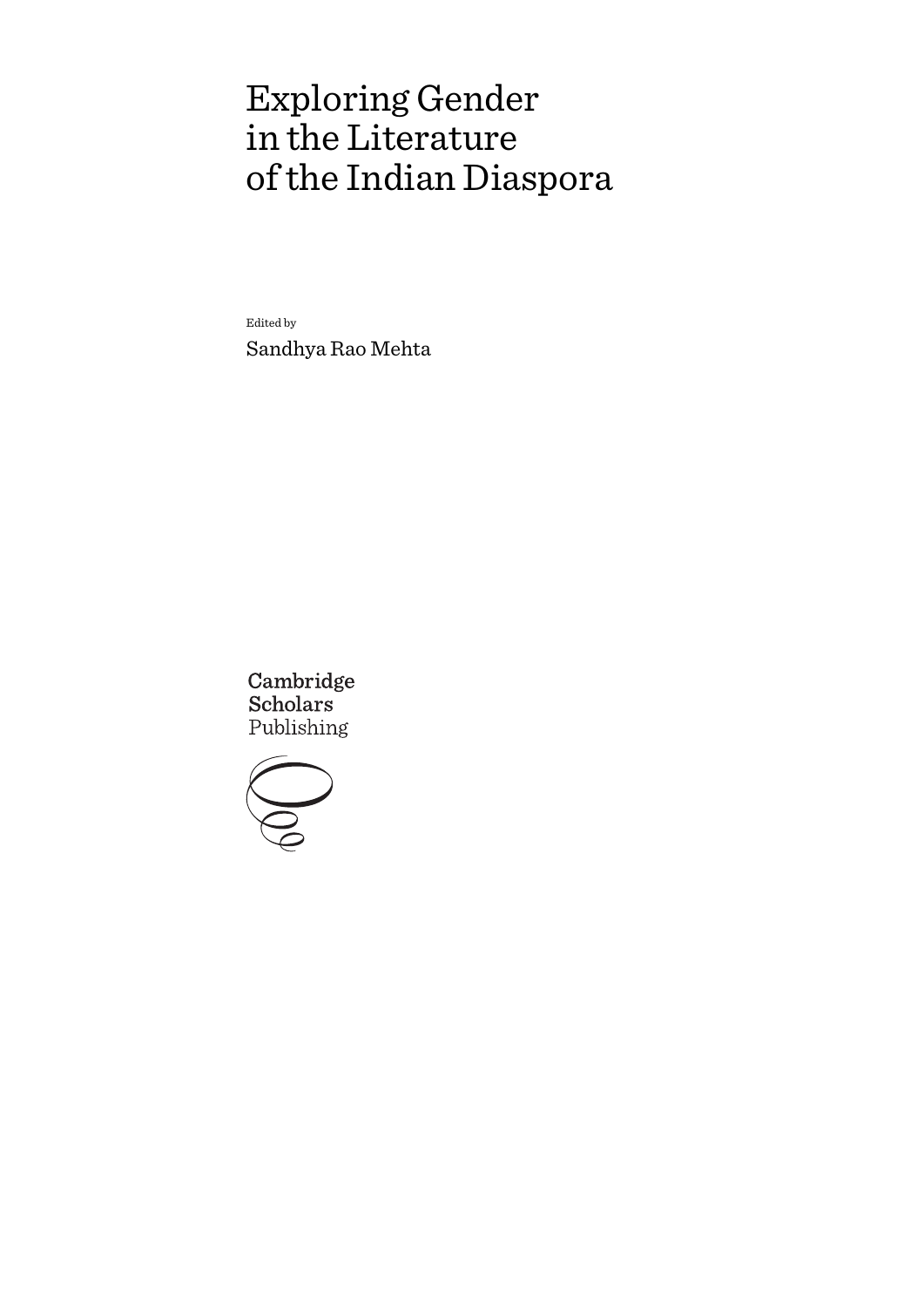# Exploring Gender in the Literature of the Indian Diaspora

Edited by

Sandhya Rao Mehta

Cambridge Scholars Publishing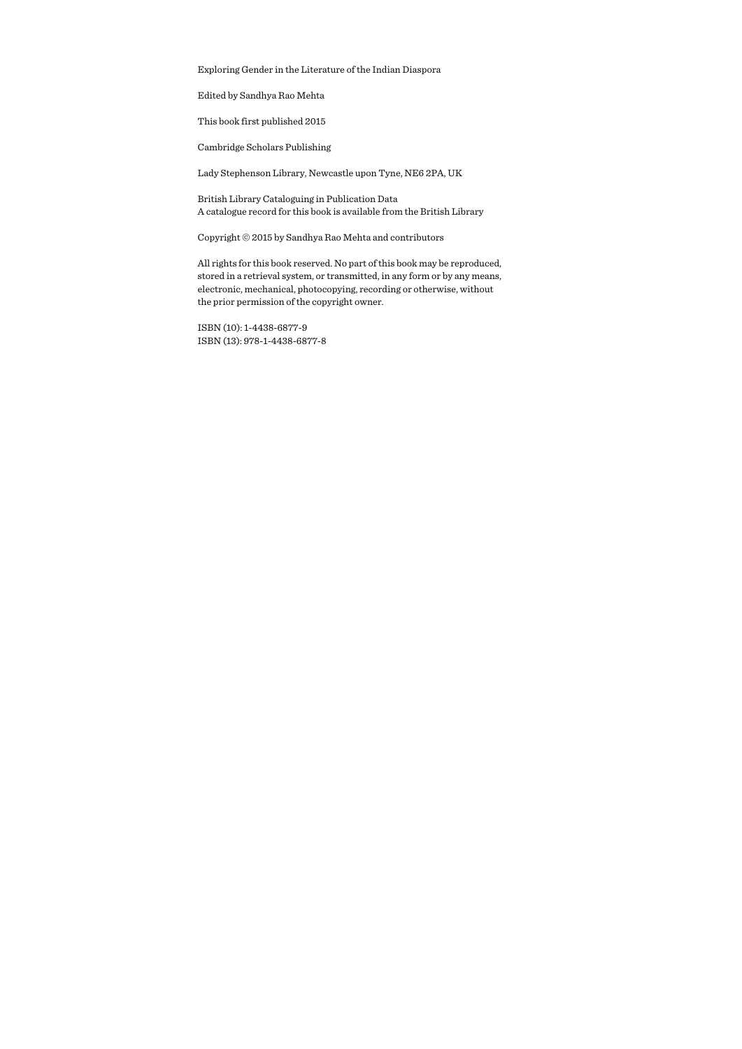Exploring Gender in the Literature of the Indian Diaspora

Edited by Sandhya Rao Mehta

This book first published 2015

Cambridge Scholars Publishing

Lady Stephenson Library, Newcastle upon Tyne, NE6 2PA, UK

British Library Cataloguing in Publication Data
A catalogue record for this book is available from the British Library

Copyright © 2015 by Sandhya Rao Mehta and contributors

All rights for this book reserved. No part of this book may be reproduced, stored in a retrieval system, or transmitted, in any form or by any means, electronic, mechanical, photocopying, recording or otherwise, without the prior permission of the copyright owner.

ISBN (10): 1-4438-6877-9
ISBN (13): 978-1-4438-6877-8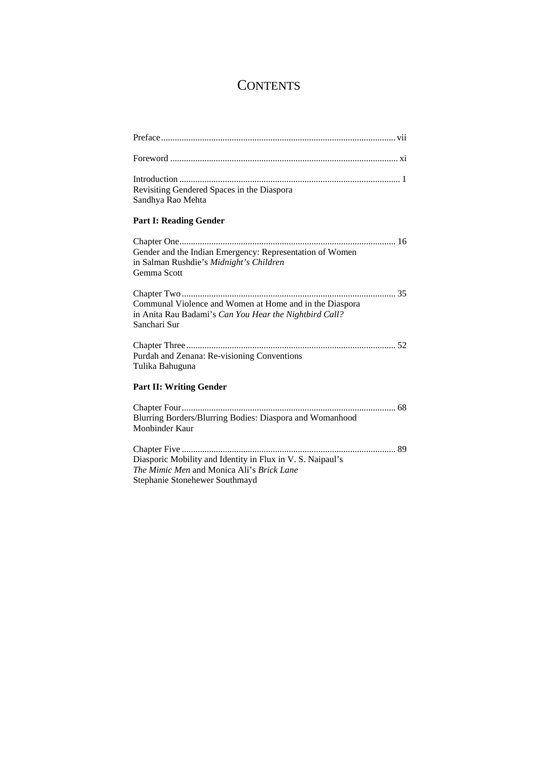# CONTENTS

Preface ....................................................................................................... vii

Foreword .................................................................................................... xi

Introduction ................................................................................................. 1
Revisiting Gendered Spaces in the Diaspora
Sandhya Rao Mehta

**Part I: Reading Gender**

Chapter One............................................................................................... 16
Gender and the Indian Emergency: Representation of Women
in Salman Rushdie's *Midnight's Children*
Gemma Scott

Chapter Two.............................................................................................. 35
Communal Violence and Women at Home and in the Diaspora
in Anita Rau Badami's *Can You Hear the Nightbird Call?*
Sanchari Sur

Chapter Three............................................................................................ 52
Purdah and Zenana: Re-visioning Conventions
Tulika Bahuguna

**Part II: Writing Gender**

Chapter Four.............................................................................................. 68
Blurring Borders/Blurring Bodies: Diaspora and Womanhood
Monbinder Kaur

Chapter Five .............................................................................................. 89
Diasporic Mobility and Identity in Flux in V. S. Naipaul's
*The Mimic Men* and Monica Ali's *Brick Lane*
Stephanie Stonehewer Southmayd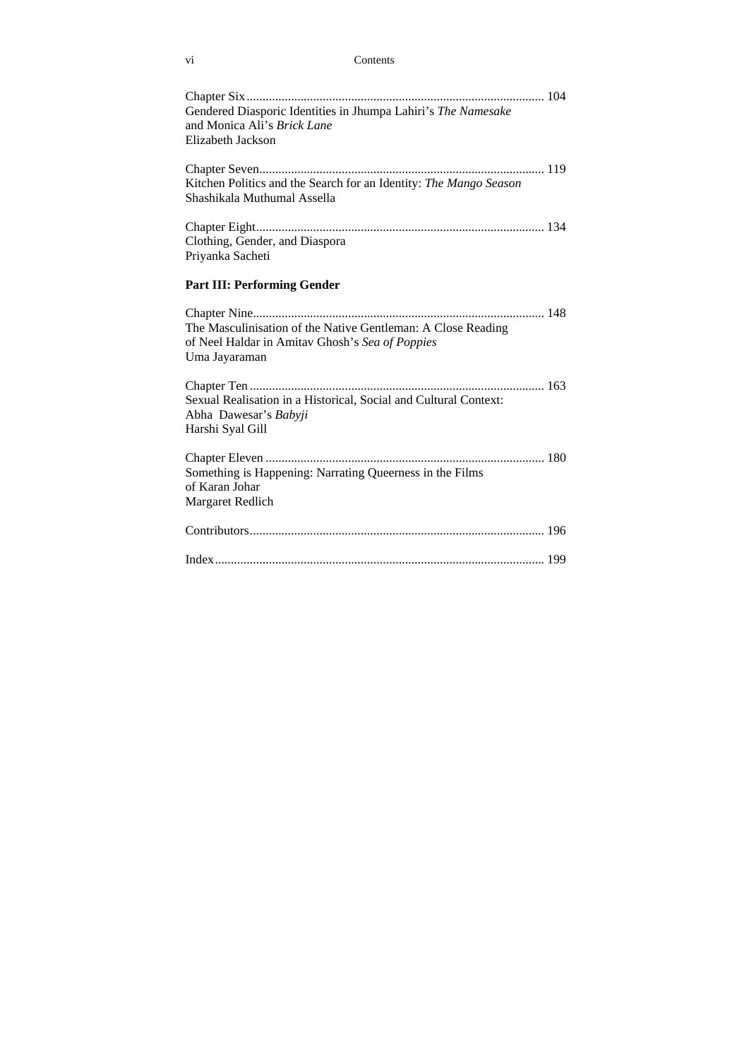Chapter Six ........................................................................................... 104
Gendered Diasporic Identities in Jhumpa Lahiri's *The Namesake* and Monica Ali's *Brick Lane*
Elizabeth Jackson

Chapter Seven......................................................................................... 119
Kitchen Politics and the Search for an Identity: *The Mango Season*
Shashikala Muthumal Assella

Chapter Eight.......................................................................................... 134
Clothing, Gender, and Diaspora
Priyanka Sacheti

**Part III: Performing Gender**

Chapter Nine........................................................................................... 148
The Masculinisation of the Native Gentleman: A Close Reading of Neel Haldar in Amitav Ghosh's *Sea of Poppies*
Uma Jayaraman

Chapter Ten ............................................................................................ 163
Sexual Realisation in a Historical, Social and Cultural Context: Abha Dawesar's *Babyji*
Harshi Syal Gill

Chapter Eleven ....................................................................................... 180
Something is Happening: Narrating Queerness in the Films of Karan Johar
Margaret Redlich

Contributors............................................................................................ 196

Index....................................................................................................... 199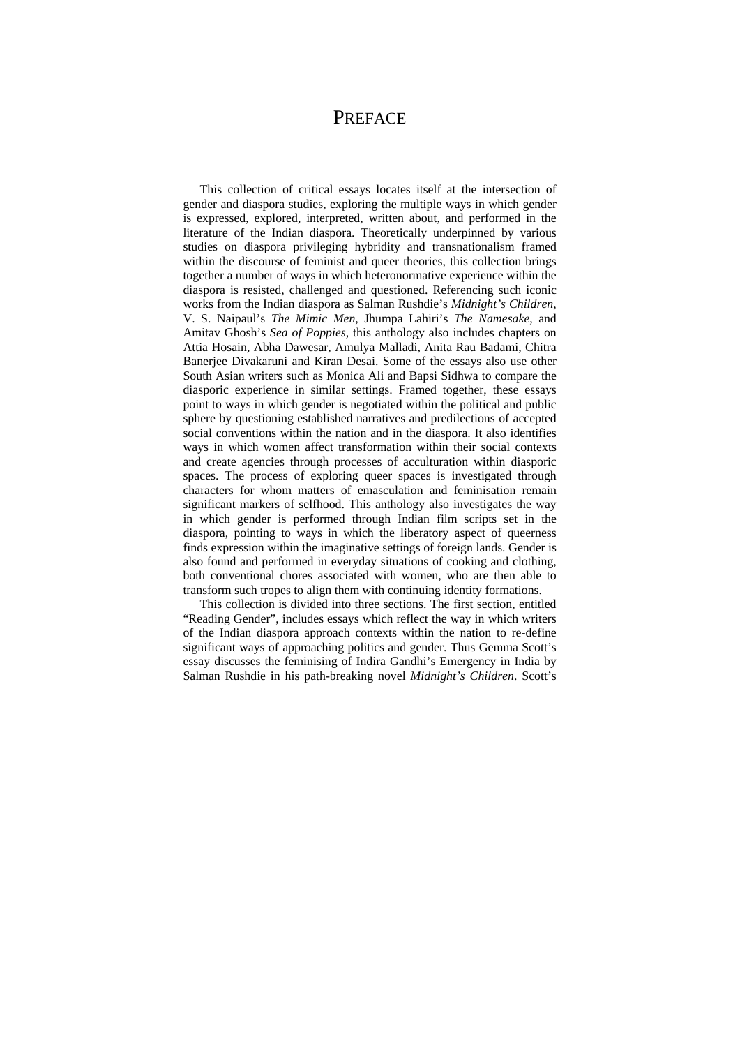# PREFACE

This collection of critical essays locates itself at the intersection of gender and diaspora studies, exploring the multiple ways in which gender is expressed, explored, interpreted, written about, and performed in the literature of the Indian diaspora. Theoretically underpinned by various studies on diaspora privileging hybridity and transnationalism framed within the discourse of feminist and queer theories, this collection brings together a number of ways in which heteronormative experience within the diaspora is resisted, challenged and questioned. Referencing such iconic works from the Indian diaspora as Salman Rushdie's *Midnight's Children*, V. S. Naipaul's *The Mimic Men*, Jhumpa Lahiri's *The Namesake*, and Amitav Ghosh's *Sea of Poppies*, this anthology also includes chapters on Attia Hosain, Abha Dawesar, Amulya Malladi, Anita Rau Badami, Chitra Banerjee Divakaruni and Kiran Desai. Some of the essays also use other South Asian writers such as Monica Ali and Bapsi Sidhwa to compare the diasporic experience in similar settings. Framed together, these essays point to ways in which gender is negotiated within the political and public sphere by questioning established narratives and predilections of accepted social conventions within the nation and in the diaspora. It also identifies ways in which women affect transformation within their social contexts and create agencies through processes of acculturation within diasporic spaces. The process of exploring queer spaces is investigated through characters for whom matters of emasculation and feminisation remain significant markers of selfhood. This anthology also investigates the way in which gender is performed through Indian film scripts set in the diaspora, pointing to ways in which the liberatory aspect of queerness finds expression within the imaginative settings of foreign lands. Gender is also found and performed in everyday situations of cooking and clothing, both conventional chores associated with women, who are then able to transform such tropes to align them with continuing identity formations.

This collection is divided into three sections. The first section, entitled "Reading Gender", includes essays which reflect the way in which writers of the Indian diaspora approach contexts within the nation to re-define significant ways of approaching politics and gender. Thus Gemma Scott's essay discusses the feminising of Indira Gandhi's Emergency in India by Salman Rushdie in his path-breaking novel *Midnight's Children*. Scott's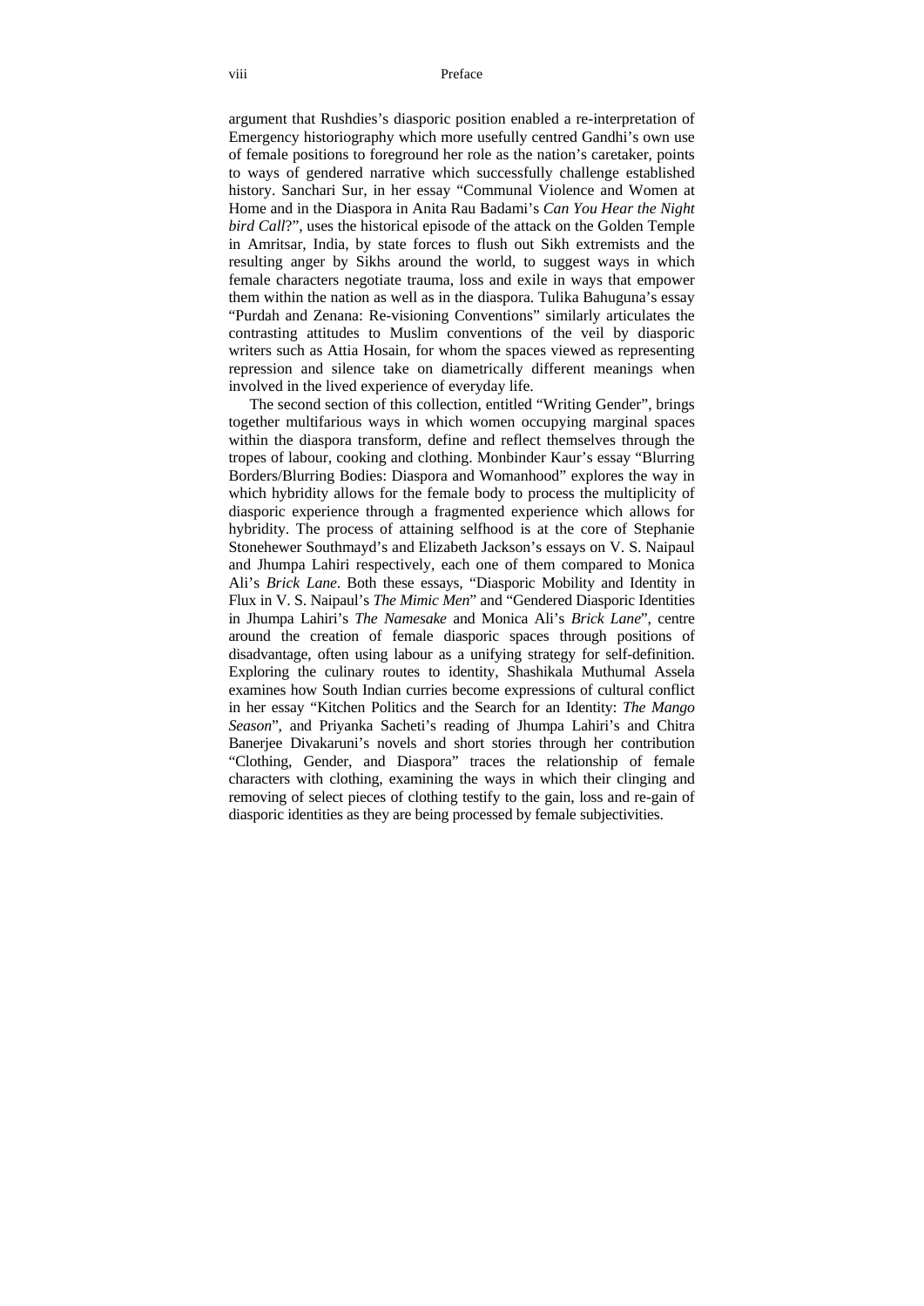argument that Rushdies's diasporic position enabled a re-interpretation of Emergency historiography which more usefully centred Gandhi's own use of female positions to foreground her role as the nation's caretaker, points to ways of gendered narrative which successfully challenge established history. Sanchari Sur, in her essay "Communal Violence and Women at Home and in the Diaspora in Anita Rau Badami's *Can You Hear the Night bird Call*?", uses the historical episode of the attack on the Golden Temple in Amritsar, India, by state forces to flush out Sikh extremists and the resulting anger by Sikhs around the world, to suggest ways in which female characters negotiate trauma, loss and exile in ways that empower them within the nation as well as in the diaspora. Tulika Bahuguna's essay "Purdah and Zenana: Re-visioning Conventions" similarly articulates the contrasting attitudes to Muslim conventions of the veil by diasporic writers such as Attia Hosain, for whom the spaces viewed as representing repression and silence take on diametrically different meanings when involved in the lived experience of everyday life.

The second section of this collection, entitled "Writing Gender", brings together multifarious ways in which women occupying marginal spaces within the diaspora transform, define and reflect themselves through the tropes of labour, cooking and clothing. Monbinder Kaur's essay "Blurring Borders/Blurring Bodies: Diaspora and Womanhood" explores the way in which hybridity allows for the female body to process the multiplicity of diasporic experience through a fragmented experience which allows for hybridity. The process of attaining selfhood is at the core of Stephanie Stonehewer Southmayd's and Elizabeth Jackson's essays on V. S. Naipaul and Jhumpa Lahiri respectively, each one of them compared to Monica Ali's *Brick Lane*. Both these essays, "Diasporic Mobility and Identity in Flux in V. S. Naipaul's *The Mimic Men*" and "Gendered Diasporic Identities in Jhumpa Lahiri's *The Namesake* and Monica Ali's *Brick Lane*", centre around the creation of female diasporic spaces through positions of disadvantage, often using labour as a unifying strategy for self-definition. Exploring the culinary routes to identity, Shashikala Muthumal Assela examines how South Indian curries become expressions of cultural conflict in her essay "Kitchen Politics and the Search for an Identity: *The Mango Season*", and Priyanka Sacheti's reading of Jhumpa Lahiri's and Chitra Banerjee Divakaruni's novels and short stories through her contribution "Clothing, Gender, and Diaspora" traces the relationship of female characters with clothing, examining the ways in which their clinging and removing of select pieces of clothing testify to the gain, loss and re-gain of diasporic identities as they are being processed by female subjectivities.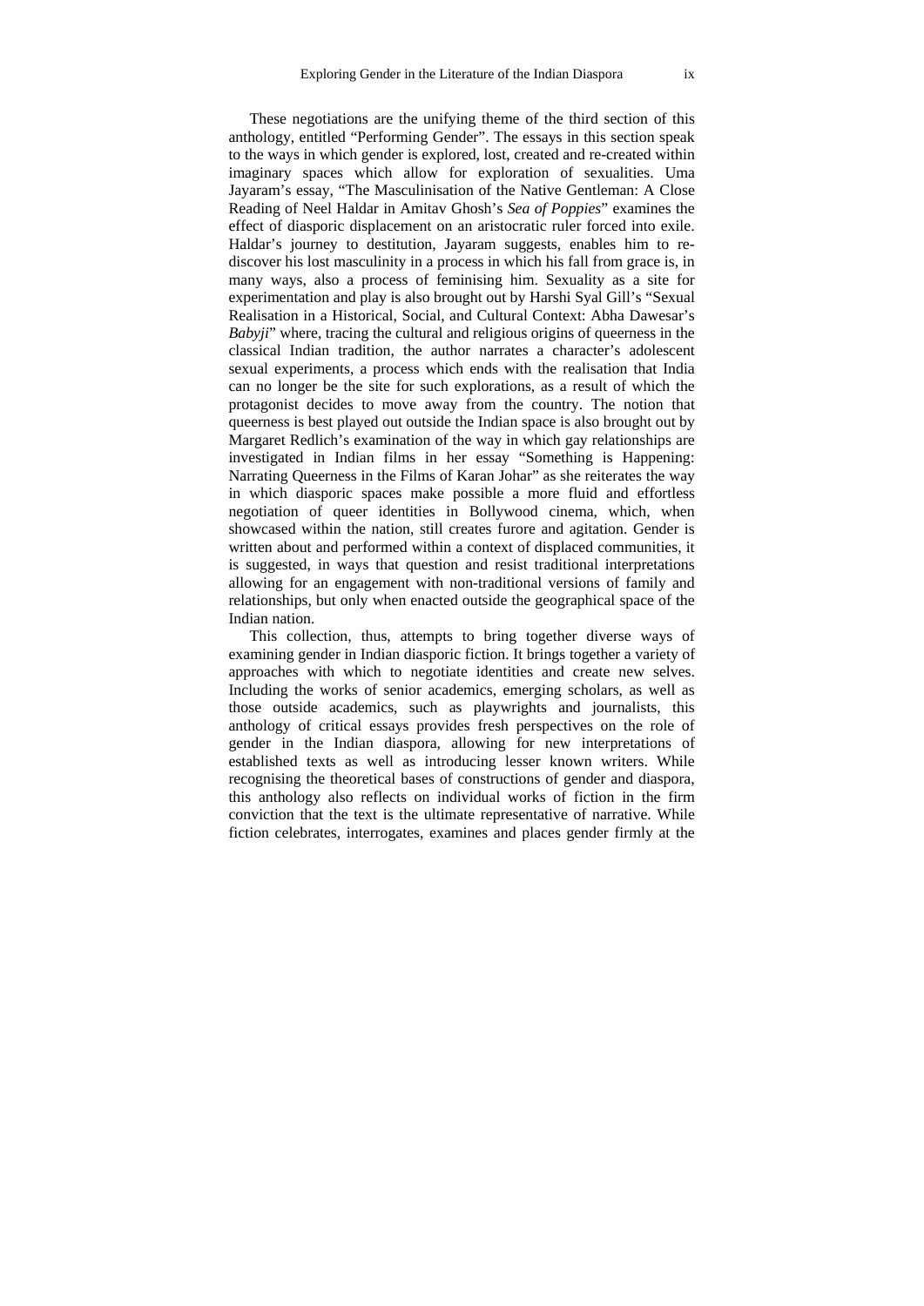These negotiations are the unifying theme of the third section of this anthology, entitled "Performing Gender". The essays in this section speak to the ways in which gender is explored, lost, created and re-created within imaginary spaces which allow for exploration of sexualities. Uma Jayaram's essay, "The Masculinisation of the Native Gentleman: A Close Reading of Neel Haldar in Amitav Ghosh's *Sea of Poppies*" examines the effect of diasporic displacement on an aristocratic ruler forced into exile. Haldar's journey to destitution, Jayaram suggests, enables him to re-discover his lost masculinity in a process in which his fall from grace is, in many ways, also a process of feminising him. Sexuality as a site for experimentation and play is also brought out by Harshi Syal Gill's "Sexual Realisation in a Historical, Social, and Cultural Context: Abha Dawesar's *Babyji*" where, tracing the cultural and religious origins of queerness in the classical Indian tradition, the author narrates a character's adolescent sexual experiments, a process which ends with the realisation that India can no longer be the site for such explorations, as a result of which the protagonist decides to move away from the country. The notion that queerness is best played out outside the Indian space is also brought out by Margaret Redlich's examination of the way in which gay relationships are investigated in Indian films in her essay "Something is Happening: Narrating Queerness in the Films of Karan Johar" as she reiterates the way in which diasporic spaces make possible a more fluid and effortless negotiation of queer identities in Bollywood cinema, which, when showcased within the nation, still creates furore and agitation. Gender is written about and performed within a context of displaced communities, it is suggested, in ways that question and resist traditional interpretations allowing for an engagement with non-traditional versions of family and relationships, but only when enacted outside the geographical space of the Indian nation.

This collection, thus, attempts to bring together diverse ways of examining gender in Indian diasporic fiction. It brings together a variety of approaches with which to negotiate identities and create new selves. Including the works of senior academics, emerging scholars, as well as those outside academics, such as playwrights and journalists, this anthology of critical essays provides fresh perspectives on the role of gender in the Indian diaspora, allowing for new interpretations of established texts as well as introducing lesser known writers. While recognising the theoretical bases of constructions of gender and diaspora, this anthology also reflects on individual works of fiction in the firm conviction that the text is the ultimate representative of narrative. While fiction celebrates, interrogates, examines and places gender firmly at the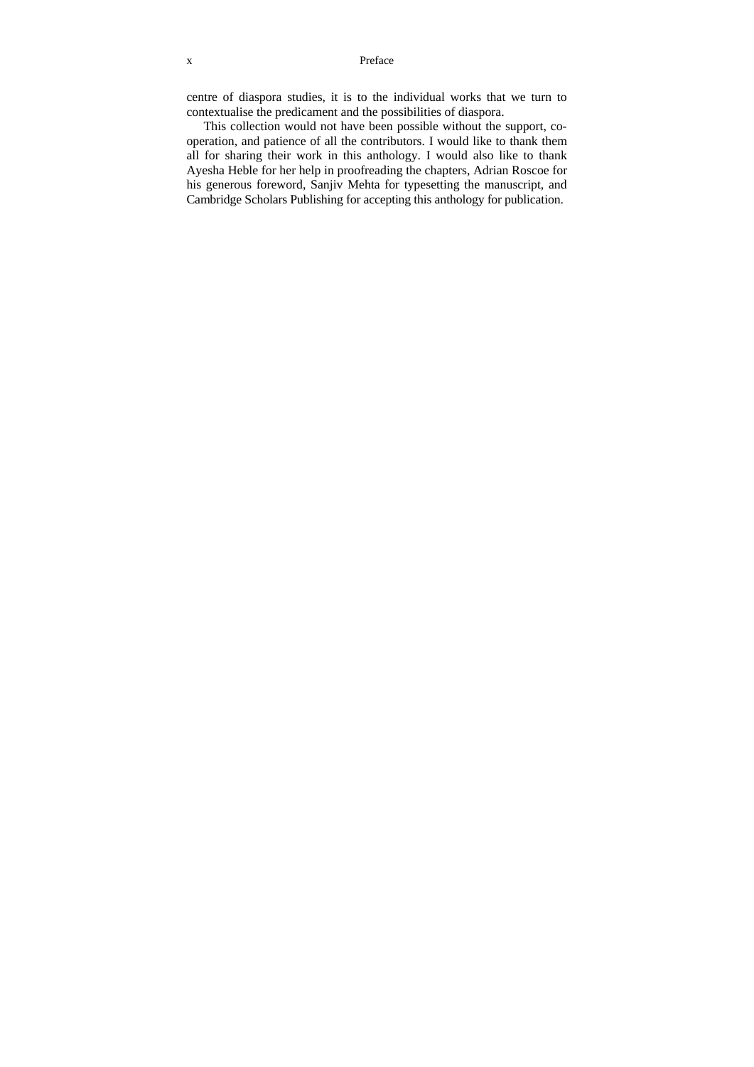centre of diaspora studies, it is to the individual works that we turn to contextualise the predicament and the possibilities of diaspora.

This collection would not have been possible without the support, co-operation, and patience of all the contributors. I would like to thank them all for sharing their work in this anthology. I would also like to thank Ayesha Heble for her help in proofreading the chapters, Adrian Roscoe for his generous foreword, Sanjiv Mehta for typesetting the manuscript, and Cambridge Scholars Publishing for accepting this anthology for publication.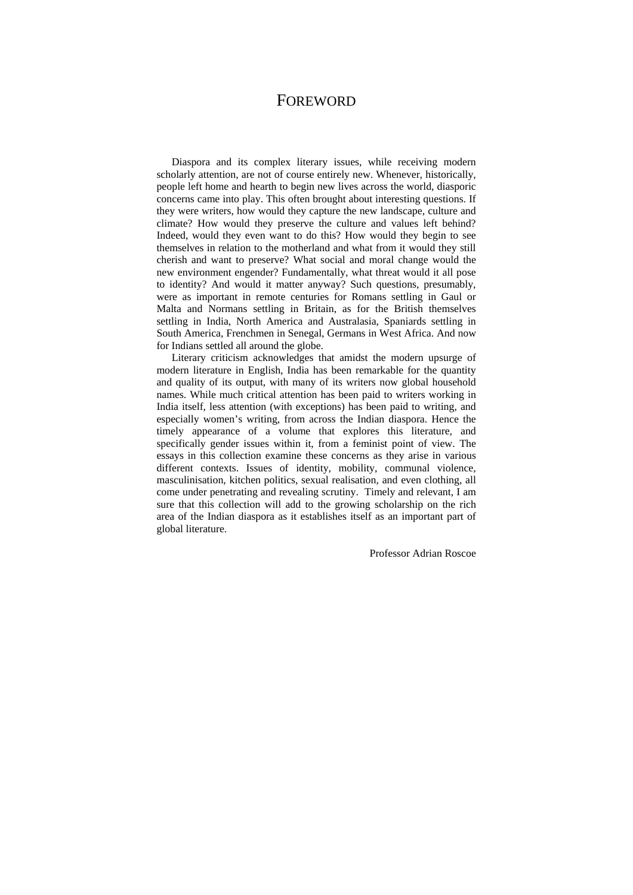# FOREWORD

Diaspora and its complex literary issues, while receiving modern scholarly attention, are not of course entirely new. Whenever, historically, people left home and hearth to begin new lives across the world, diasporic concerns came into play. This often brought about interesting questions. If they were writers, how would they capture the new landscape, culture and climate? How would they preserve the culture and values left behind? Indeed, would they even want to do this? How would they begin to see themselves in relation to the motherland and what from it would they still cherish and want to preserve? What social and moral change would the new environment engender? Fundamentally, what threat would it all pose to identity? And would it matter anyway? Such questions, presumably, were as important in remote centuries for Romans settling in Gaul or Malta and Normans settling in Britain, as for the British themselves settling in India, North America and Australasia, Spaniards settling in South America, Frenchmen in Senegal, Germans in West Africa. And now for Indians settled all around the globe.

Literary criticism acknowledges that amidst the modern upsurge of modern literature in English, India has been remarkable for the quantity and quality of its output, with many of its writers now global household names. While much critical attention has been paid to writers working in India itself, less attention (with exceptions) has been paid to writing, and especially women's writing, from across the Indian diaspora. Hence the timely appearance of a volume that explores this literature, and specifically gender issues within it, from a feminist point of view. The essays in this collection examine these concerns as they arise in various different contexts. Issues of identity, mobility, communal violence, masculinisation, kitchen politics, sexual realisation, and even clothing, all come under penetrating and revealing scrutiny. Timely and relevant, I am sure that this collection will add to the growing scholarship on the rich area of the Indian diaspora as it establishes itself as an important part of global literature.

Professor Adrian Roscoe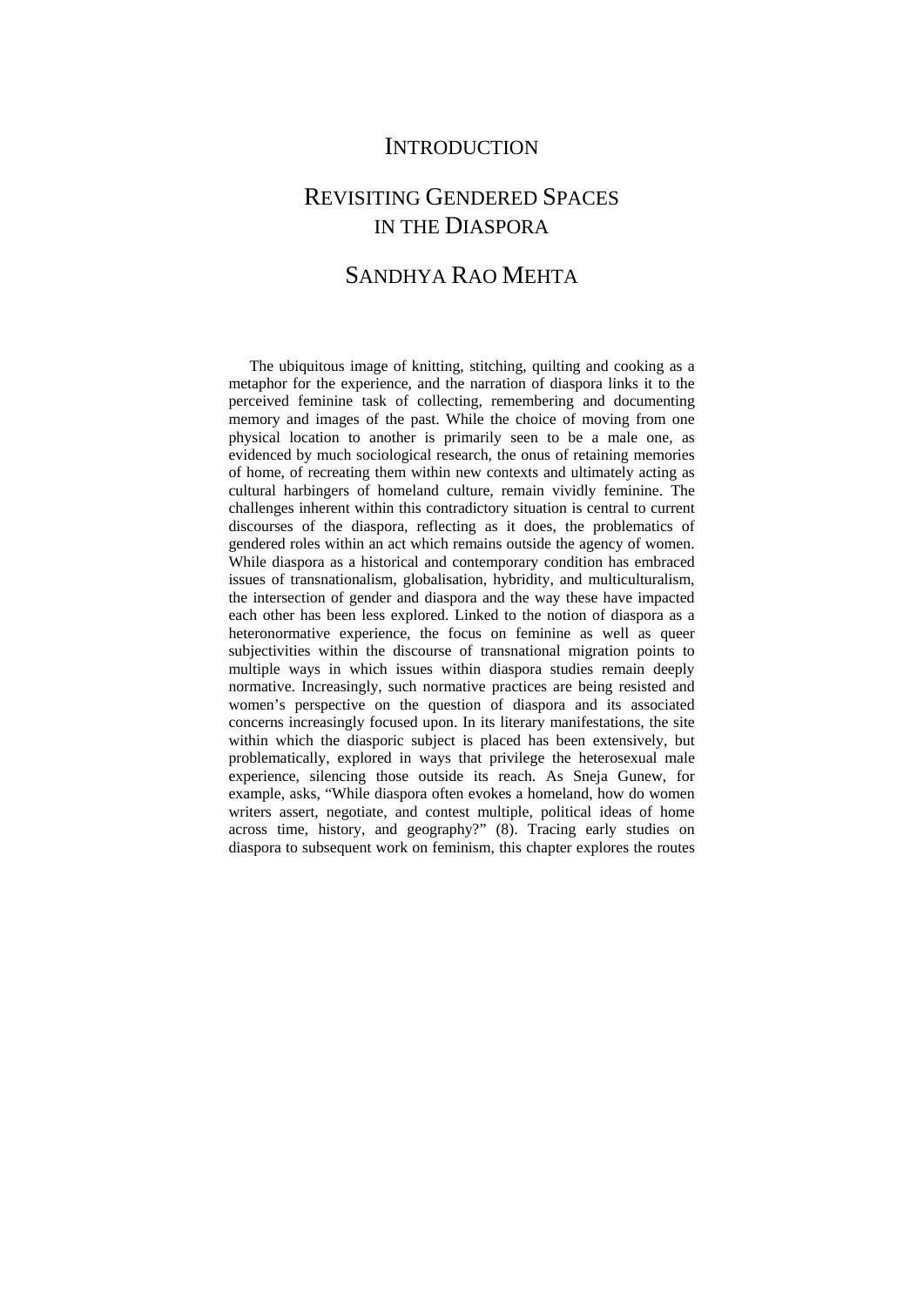# Introduction

# Revisiting Gendered Spaces in the Diaspora

## Sandhya Rao Mehta

The ubiquitous image of knitting, stitching, quilting and cooking as a metaphor for the experience, and the narration of diaspora links it to the perceived feminine task of collecting, remembering and documenting memory and images of the past. While the choice of moving from one physical location to another is primarily seen to be a male one, as evidenced by much sociological research, the onus of retaining memories of home, of recreating them within new contexts and ultimately acting as cultural harbingers of homeland culture, remain vividly feminine. The challenges inherent within this contradictory situation is central to current discourses of the diaspora, reflecting as it does, the problematics of gendered roles within an act which remains outside the agency of women. While diaspora as a historical and contemporary condition has embraced issues of transnationalism, globalisation, hybridity, and multiculturalism, the intersection of gender and diaspora and the way these have impacted each other has been less explored. Linked to the notion of diaspora as a heteronormative experience, the focus on feminine as well as queer subjectivities within the discourse of transnational migration points to multiple ways in which issues within diaspora studies remain deeply normative. Increasingly, such normative practices are being resisted and women's perspective on the question of diaspora and its associated concerns increasingly focused upon. In its literary manifestations, the site within which the diasporic subject is placed has been extensively, but problematically, explored in ways that privilege the heterosexual male experience, silencing those outside its reach. As Sneja Gunew, for example, asks, "While diaspora often evokes a homeland, how do women writers assert, negotiate, and contest multiple, political ideas of home across time, history, and geography?" (8). Tracing early studies on diaspora to subsequent work on feminism, this chapter explores the routes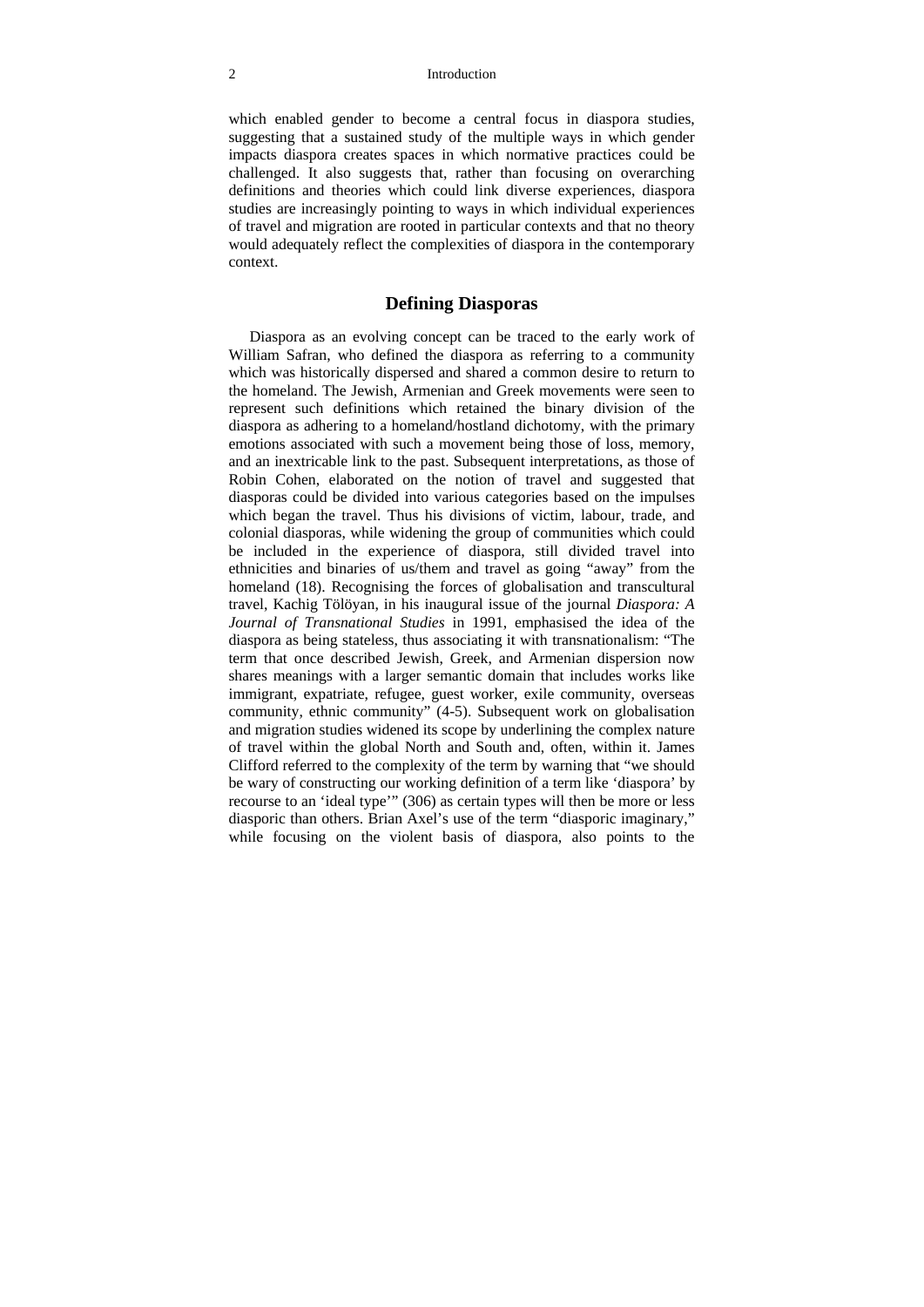which enabled gender to become a central focus in diaspora studies, suggesting that a sustained study of the multiple ways in which gender impacts diaspora creates spaces in which normative practices could be challenged. It also suggests that, rather than focusing on overarching definitions and theories which could link diverse experiences, diaspora studies are increasingly pointing to ways in which individual experiences of travel and migration are rooted in particular contexts and that no theory would adequately reflect the complexities of diaspora in the contemporary context.

## Defining Diasporas

Diaspora as an evolving concept can be traced to the early work of William Safran, who defined the diaspora as referring to a community which was historically dispersed and shared a common desire to return to the homeland. The Jewish, Armenian and Greek movements were seen to represent such definitions which retained the binary division of the diaspora as adhering to a homeland/hostland dichotomy, with the primary emotions associated with such a movement being those of loss, memory, and an inextricable link to the past. Subsequent interpretations, as those of Robin Cohen, elaborated on the notion of travel and suggested that diasporas could be divided into various categories based on the impulses which began the travel. Thus his divisions of victim, labour, trade, and colonial diasporas, while widening the group of communities which could be included in the experience of diaspora, still divided travel into ethnicities and binaries of us/them and travel as going "away" from the homeland (18). Recognising the forces of globalisation and transcultural travel, Kachig Tölöyan, in his inaugural issue of the journal *Diaspora: A Journal of Transnational Studies* in 1991, emphasised the idea of the diaspora as being stateless, thus associating it with transnationalism: "The term that once described Jewish, Greek, and Armenian dispersion now shares meanings with a larger semantic domain that includes works like immigrant, expatriate, refugee, guest worker, exile community, overseas community, ethnic community" (4-5). Subsequent work on globalisation and migration studies widened its scope by underlining the complex nature of travel within the global North and South and, often, within it. James Clifford referred to the complexity of the term by warning that "we should be wary of constructing our working definition of a term like 'diaspora' by recourse to an 'ideal type'" (306) as certain types will then be more or less diasporic than others. Brian Axel's use of the term "diasporic imaginary," while focusing on the violent basis of diaspora, also points to the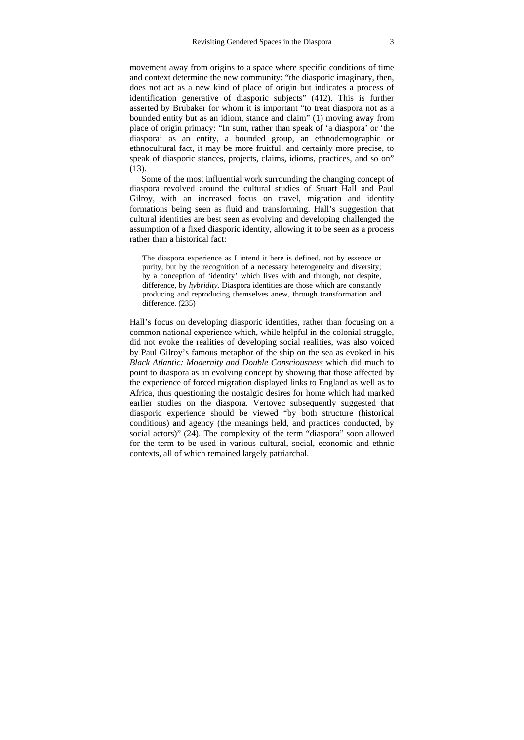movement away from origins to a space where specific conditions of time and context determine the new community: "the diasporic imaginary, then, does not act as a new kind of place of origin but indicates a process of identification generative of diasporic subjects" (412). This is further asserted by Brubaker for whom it is important "to treat diaspora not as a bounded entity but as an idiom, stance and claim" (1) moving away from place of origin primacy: "In sum, rather than speak of 'a diaspora' or 'the diaspora' as an entity, a bounded group, an ethnodemographic or ethnocultural fact, it may be more fruitful, and certainly more precise, to speak of diasporic stances, projects, claims, idioms, practices, and so on" (13).

Some of the most influential work surrounding the changing concept of diaspora revolved around the cultural studies of Stuart Hall and Paul Gilroy, with an increased focus on travel, migration and identity formations being seen as fluid and transforming. Hall's suggestion that cultural identities are best seen as evolving and developing challenged the assumption of a fixed diasporic identity, allowing it to be seen as a process rather than a historical fact:

> The diaspora experience as I intend it here is defined, not by essence or purity, but by the recognition of a necessary heterogeneity and diversity; by a conception of 'identity' which lives with and through, not despite, difference, by *hybridity*. Diaspora identities are those which are constantly producing and reproducing themselves anew, through transformation and difference. (235)

Hall's focus on developing diasporic identities, rather than focusing on a common national experience which, while helpful in the colonial struggle, did not evoke the realities of developing social realities, was also voiced by Paul Gilroy's famous metaphor of the ship on the sea as evoked in his *Black Atlantic: Modernity and Double Consciousness* which did much to point to diaspora as an evolving concept by showing that those affected by the experience of forced migration displayed links to England as well as to Africa, thus questioning the nostalgic desires for home which had marked earlier studies on the diaspora. Vertovec subsequently suggested that diasporic experience should be viewed "by both structure (historical conditions) and agency (the meanings held, and practices conducted, by social actors)" (24). The complexity of the term "diaspora" soon allowed for the term to be used in various cultural, social, economic and ethnic contexts, all of which remained largely patriarchal.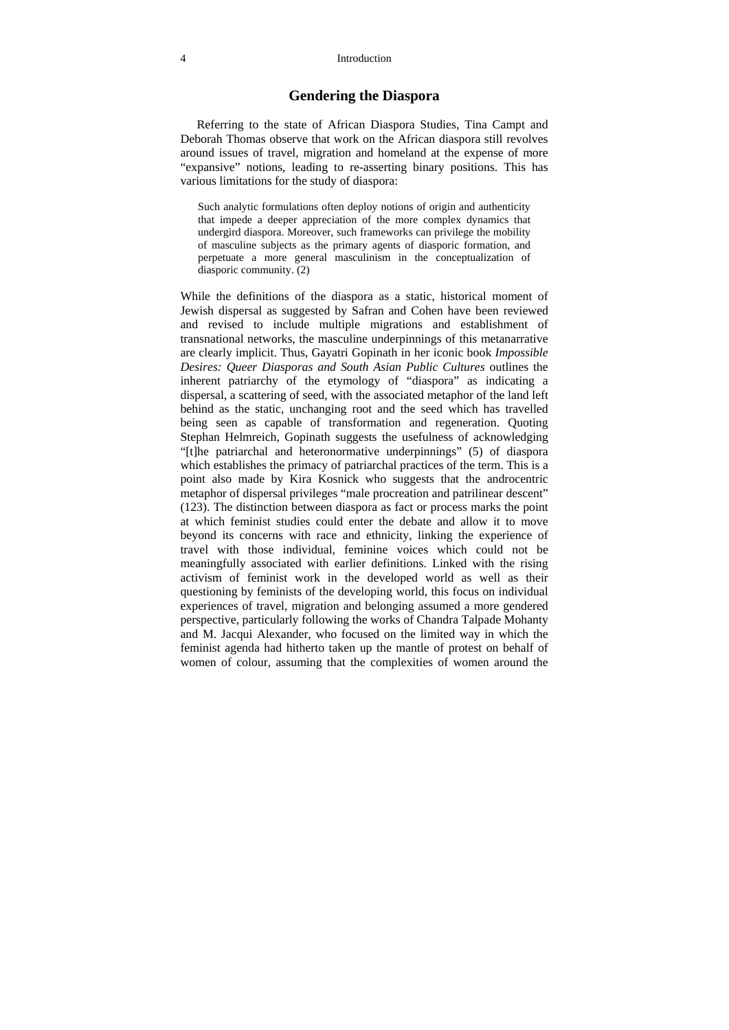## Gendering the Diaspora

Referring to the state of African Diaspora Studies, Tina Campt and Deborah Thomas observe that work on the African diaspora still revolves around issues of travel, migration and homeland at the expense of more "expansive" notions, leading to re-asserting binary positions. This has various limitations for the study of diaspora:

> Such analytic formulations often deploy notions of origin and authenticity that impede a deeper appreciation of the more complex dynamics that undergird diaspora. Moreover, such frameworks can privilege the mobility of masculine subjects as the primary agents of diasporic formation, and perpetuate a more general masculinism in the conceptualization of diasporic community. (2)

While the definitions of the diaspora as a static, historical moment of Jewish dispersal as suggested by Safran and Cohen have been reviewed and revised to include multiple migrations and establishment of transnational networks, the masculine underpinnings of this metanarrative are clearly implicit. Thus, Gayatri Gopinath in her iconic book *Impossible Desires: Queer Diasporas and South Asian Public Cultures* outlines the inherent patriarchy of the etymology of "diaspora" as indicating a dispersal, a scattering of seed, with the associated metaphor of the land left behind as the static, unchanging root and the seed which has travelled being seen as capable of transformation and regeneration. Quoting Stephan Helmreich, Gopinath suggests the usefulness of acknowledging "[t]he patriarchal and heteronormative underpinnings" (5) of diaspora which establishes the primacy of patriarchal practices of the term. This is a point also made by Kira Kosnick who suggests that the androcentric metaphor of dispersal privileges "male procreation and patrilinear descent" (123). The distinction between diaspora as fact or process marks the point at which feminist studies could enter the debate and allow it to move beyond its concerns with race and ethnicity, linking the experience of travel with those individual, feminine voices which could not be meaningfully associated with earlier definitions. Linked with the rising activism of feminist work in the developed world as well as their questioning by feminists of the developing world, this focus on individual experiences of travel, migration and belonging assumed a more gendered perspective, particularly following the works of Chandra Talpade Mohanty and M. Jacqui Alexander, who focused on the limited way in which the feminist agenda had hitherto taken up the mantle of protest on behalf of women of colour, assuming that the complexities of women around the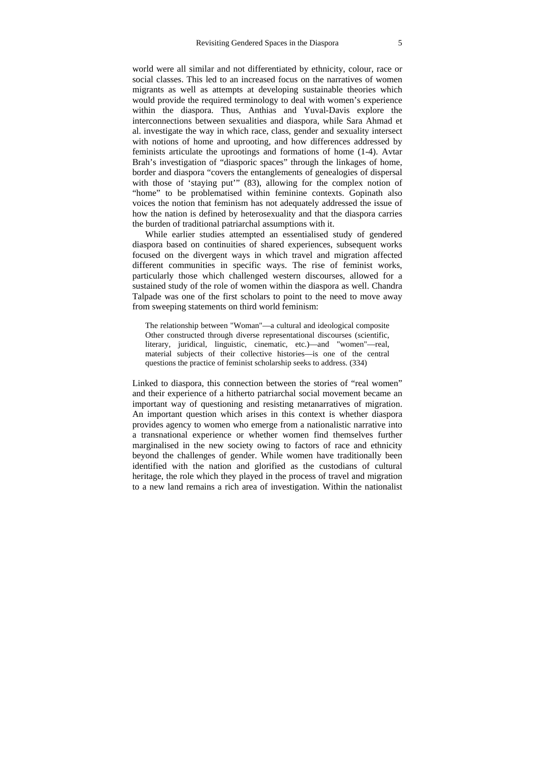world were all similar and not differentiated by ethnicity, colour, race or social classes. This led to an increased focus on the narratives of women migrants as well as attempts at developing sustainable theories which would provide the required terminology to deal with women's experience within the diaspora. Thus, Anthias and Yuval-Davis explore the interconnections between sexualities and diaspora, while Sara Ahmad et al. investigate the way in which race, class, gender and sexuality intersect with notions of home and uprooting, and how differences addressed by feminists articulate the uprootings and formations of home (1-4). Avtar Brah's investigation of "diasporic spaces" through the linkages of home, border and diaspora "covers the entanglements of genealogies of dispersal with those of 'staying put'" (83), allowing for the complex notion of "home" to be problematised within feminine contexts. Gopinath also voices the notion that feminism has not adequately addressed the issue of how the nation is defined by heterosexuality and that the diaspora carries the burden of traditional patriarchal assumptions with it.

While earlier studies attempted an essentialised study of gendered diaspora based on continuities of shared experiences, subsequent works focused on the divergent ways in which travel and migration affected different communities in specific ways. The rise of feminist works, particularly those which challenged western discourses, allowed for a sustained study of the role of women within the diaspora as well. Chandra Talpade was one of the first scholars to point to the need to move away from sweeping statements on third world feminism:

> The relationship between "Woman"—a cultural and ideological composite Other constructed through diverse representational discourses (scientific, literary, juridical, linguistic, cinematic, etc.)—and "women"—real, material subjects of their collective histories—is one of the central questions the practice of feminist scholarship seeks to address. (334)

Linked to diaspora, this connection between the stories of "real women" and their experience of a hitherto patriarchal social movement became an important way of questioning and resisting metanarratives of migration. An important question which arises in this context is whether diaspora provides agency to women who emerge from a nationalistic narrative into a transnational experience or whether women find themselves further marginalised in the new society owing to factors of race and ethnicity beyond the challenges of gender. While women have traditionally been identified with the nation and glorified as the custodians of cultural heritage, the role which they played in the process of travel and migration to a new land remains a rich area of investigation. Within the nationalist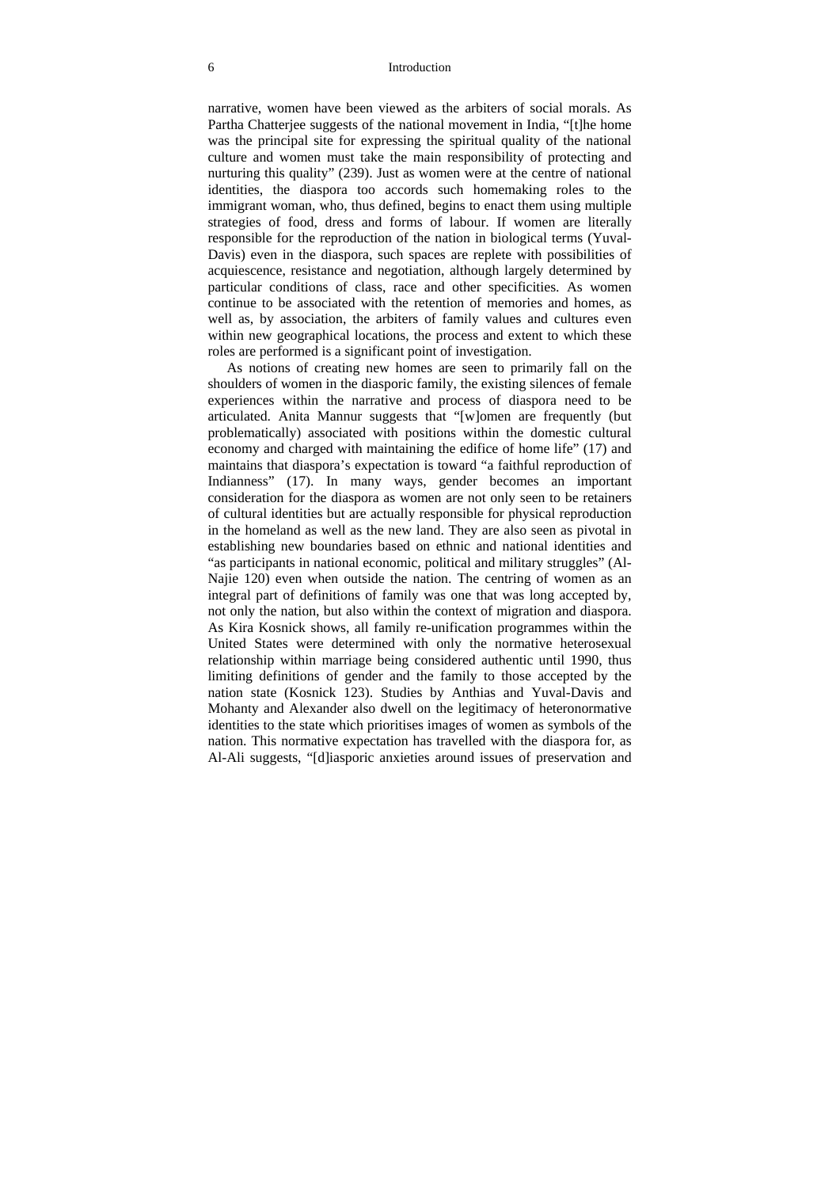narrative, women have been viewed as the arbiters of social morals. As Partha Chatterjee suggests of the national movement in India, "[t]he home was the principal site for expressing the spiritual quality of the national culture and women must take the main responsibility of protecting and nurturing this quality" (239). Just as women were at the centre of national identities, the diaspora too accords such homemaking roles to the immigrant woman, who, thus defined, begins to enact them using multiple strategies of food, dress and forms of labour. If women are literally responsible for the reproduction of the nation in biological terms (Yuval-Davis) even in the diaspora, such spaces are replete with possibilities of acquiescence, resistance and negotiation, although largely determined by particular conditions of class, race and other specificities. As women continue to be associated with the retention of memories and homes, as well as, by association, the arbiters of family values and cultures even within new geographical locations, the process and extent to which these roles are performed is a significant point of investigation.

As notions of creating new homes are seen to primarily fall on the shoulders of women in the diasporic family, the existing silences of female experiences within the narrative and process of diaspora need to be articulated. Anita Mannur suggests that "[w]omen are frequently (but problematically) associated with positions within the domestic cultural economy and charged with maintaining the edifice of home life" (17) and maintains that diaspora's expectation is toward "a faithful reproduction of Indianness" (17). In many ways, gender becomes an important consideration for the diaspora as women are not only seen to be retainers of cultural identities but are actually responsible for physical reproduction in the homeland as well as the new land. They are also seen as pivotal in establishing new boundaries based on ethnic and national identities and "as participants in national economic, political and military struggles" (Al-Najie 120) even when outside the nation. The centring of women as an integral part of definitions of family was one that was long accepted by, not only the nation, but also within the context of migration and diaspora. As Kira Kosnick shows, all family re-unification programmes within the United States were determined with only the normative heterosexual relationship within marriage being considered authentic until 1990, thus limiting definitions of gender and the family to those accepted by the nation state (Kosnick 123). Studies by Anthias and Yuval-Davis and Mohanty and Alexander also dwell on the legitimacy of heteronormative identities to the state which prioritises images of women as symbols of the nation. This normative expectation has travelled with the diaspora for, as Al-Ali suggests, "[d]iasporic anxieties around issues of preservation and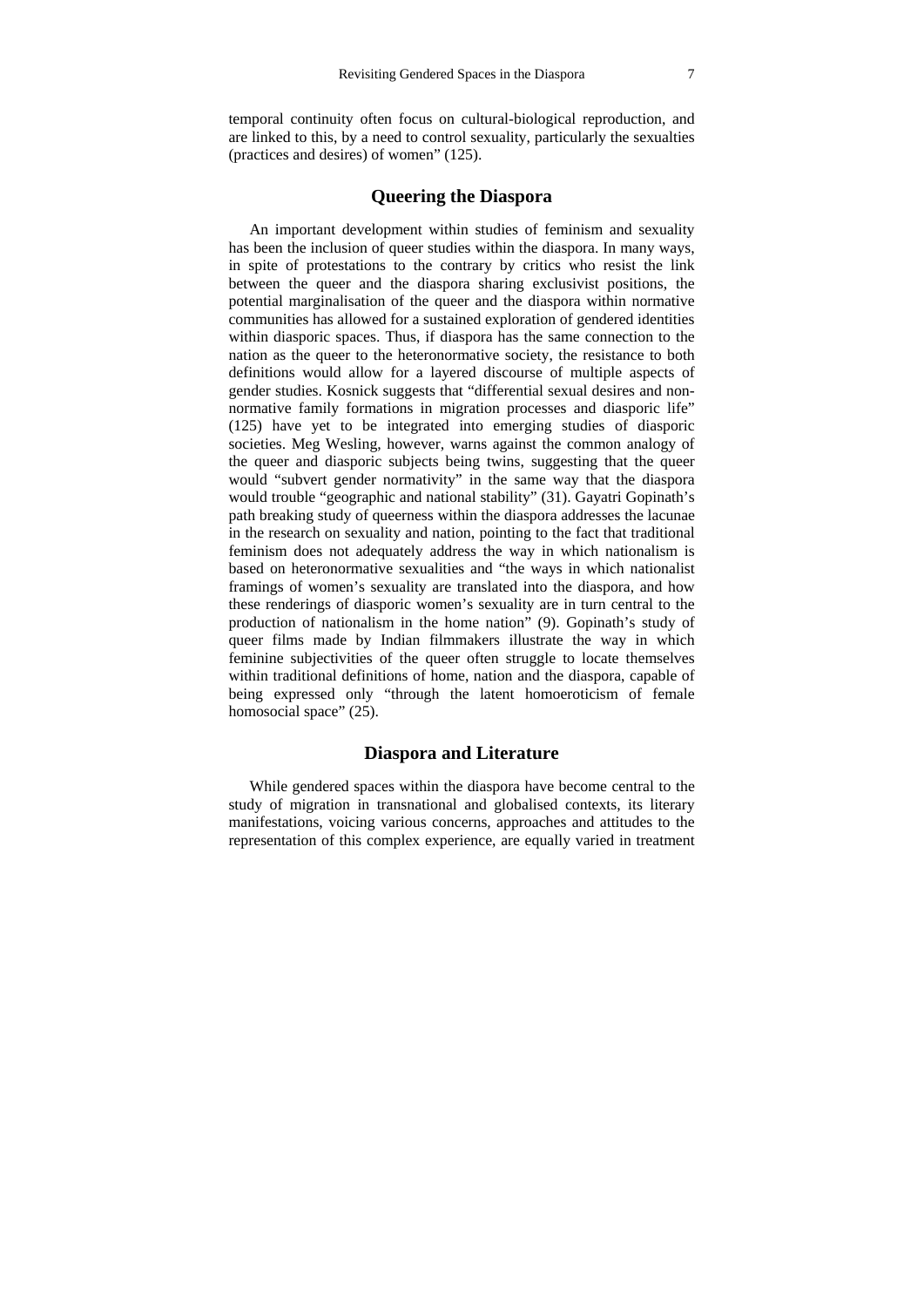temporal continuity often focus on cultural-biological reproduction, and are linked to this, by a need to control sexuality, particularly the sexualties (practices and desires) of women" (125).

## Queering the Diaspora

An important development within studies of feminism and sexuality has been the inclusion of queer studies within the diaspora. In many ways, in spite of protestations to the contrary by critics who resist the link between the queer and the diaspora sharing exclusivist positions, the potential marginalisation of the queer and the diaspora within normative communities has allowed for a sustained exploration of gendered identities within diasporic spaces. Thus, if diaspora has the same connection to the nation as the queer to the heteronormative society, the resistance to both definitions would allow for a layered discourse of multiple aspects of gender studies. Kosnick suggests that "differential sexual desires and non-normative family formations in migration processes and diasporic life" (125) have yet to be integrated into emerging studies of diasporic societies. Meg Wesling, however, warns against the common analogy of the queer and diasporic subjects being twins, suggesting that the queer would "subvert gender normativity" in the same way that the diaspora would trouble "geographic and national stability" (31). Gayatri Gopinath's path breaking study of queerness within the diaspora addresses the lacunae in the research on sexuality and nation, pointing to the fact that traditional feminism does not adequately address the way in which nationalism is based on heteronormative sexualities and "the ways in which nationalist framings of women's sexuality are translated into the diaspora, and how these renderings of diasporic women's sexuality are in turn central to the production of nationalism in the home nation" (9). Gopinath's study of queer films made by Indian filmmakers illustrate the way in which feminine subjectivities of the queer often struggle to locate themselves within traditional definitions of home, nation and the diaspora, capable of being expressed only "through the latent homoeroticism of female homosocial space" (25).

## Diaspora and Literature

While gendered spaces within the diaspora have become central to the study of migration in transnational and globalised contexts, its literary manifestations, voicing various concerns, approaches and attitudes to the representation of this complex experience, are equally varied in treatment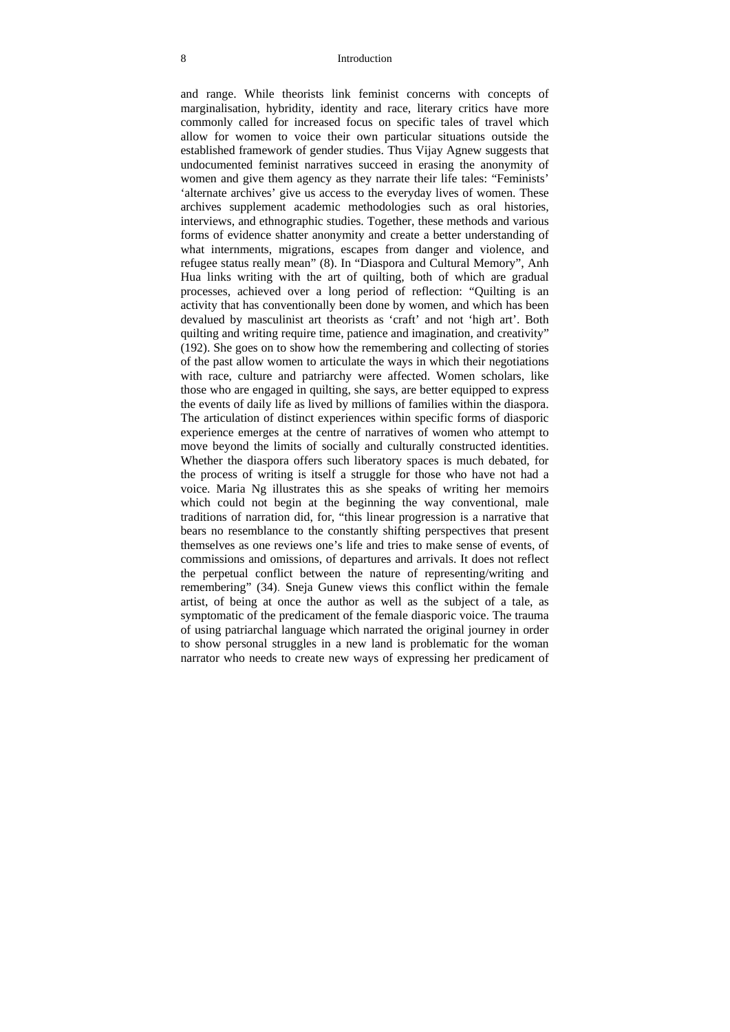and range. While theorists link feminist concerns with concepts of marginalisation, hybridity, identity and race, literary critics have more commonly called for increased focus on specific tales of travel which allow for women to voice their own particular situations outside the established framework of gender studies. Thus Vijay Agnew suggests that undocumented feminist narratives succeed in erasing the anonymity of women and give them agency as they narrate their life tales: "Feminists' 'alternate archives' give us access to the everyday lives of women. These archives supplement academic methodologies such as oral histories, interviews, and ethnographic studies. Together, these methods and various forms of evidence shatter anonymity and create a better understanding of what internments, migrations, escapes from danger and violence, and refugee status really mean" (8). In "Diaspora and Cultural Memory", Anh Hua links writing with the art of quilting, both of which are gradual processes, achieved over a long period of reflection: "Quilting is an activity that has conventionally been done by women, and which has been devalued by masculinist art theorists as 'craft' and not 'high art'. Both quilting and writing require time, patience and imagination, and creativity" (192). She goes on to show how the remembering and collecting of stories of the past allow women to articulate the ways in which their negotiations with race, culture and patriarchy were affected. Women scholars, like those who are engaged in quilting, she says, are better equipped to express the events of daily life as lived by millions of families within the diaspora. The articulation of distinct experiences within specific forms of diasporic experience emerges at the centre of narratives of women who attempt to move beyond the limits of socially and culturally constructed identities. Whether the diaspora offers such liberatory spaces is much debated, for the process of writing is itself a struggle for those who have not had a voice. Maria Ng illustrates this as she speaks of writing her memoirs which could not begin at the beginning the way conventional, male traditions of narration did, for, "this linear progression is a narrative that bears no resemblance to the constantly shifting perspectives that present themselves as one reviews one's life and tries to make sense of events, of commissions and omissions, of departures and arrivals. It does not reflect the perpetual conflict between the nature of representing/writing and remembering" (34). Sneja Gunew views this conflict within the female artist, of being at once the author as well as the subject of a tale, as symptomatic of the predicament of the female diasporic voice. The trauma of using patriarchal language which narrated the original journey in order to show personal struggles in a new land is problematic for the woman narrator who needs to create new ways of expressing her predicament of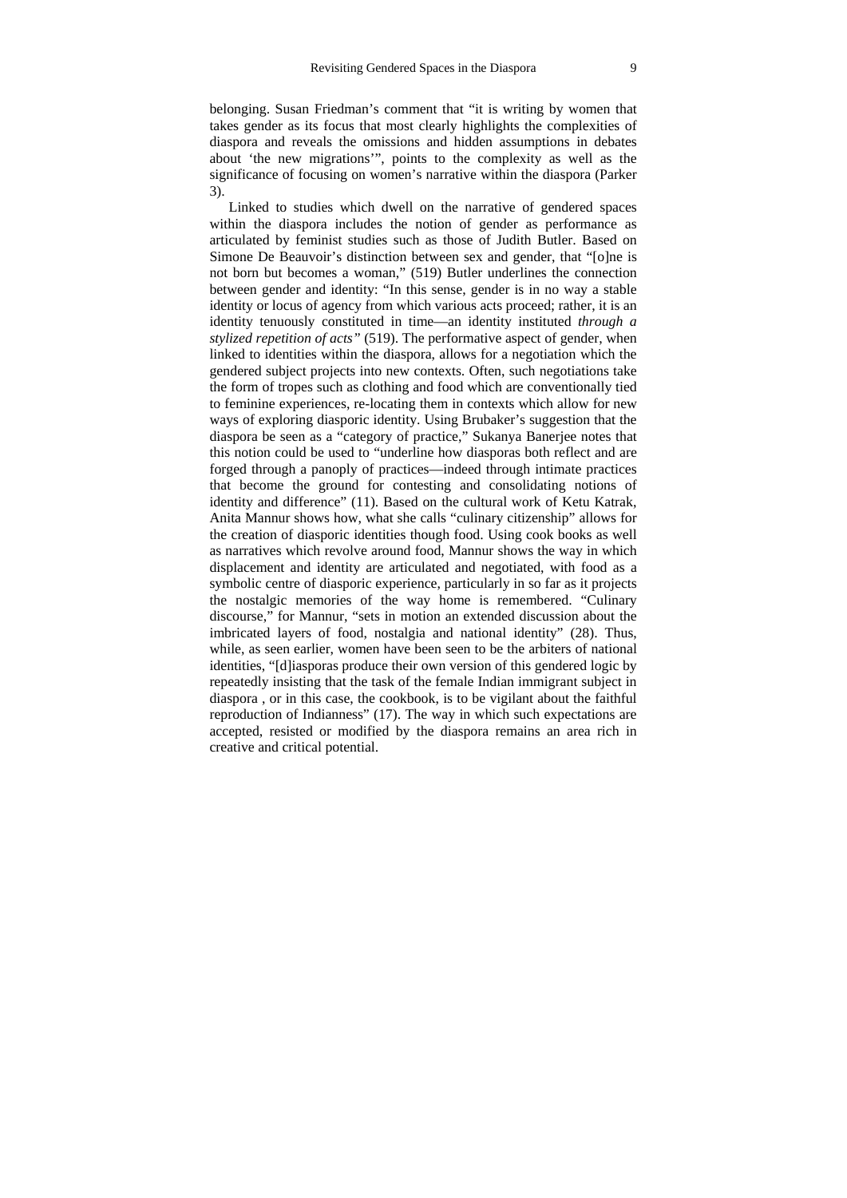belonging. Susan Friedman's comment that "it is writing by women that takes gender as its focus that most clearly highlights the complexities of diaspora and reveals the omissions and hidden assumptions in debates about 'the new migrations'", points to the complexity as well as the significance of focusing on women's narrative within the diaspora (Parker 3).

Linked to studies which dwell on the narrative of gendered spaces within the diaspora includes the notion of gender as performance as articulated by feminist studies such as those of Judith Butler. Based on Simone De Beauvoir's distinction between sex and gender, that "[o]ne is not born but becomes a woman," (519) Butler underlines the connection between gender and identity: "In this sense, gender is in no way a stable identity or locus of agency from which various acts proceed; rather, it is an identity tenuously constituted in time—an identity instituted *through a stylized repetition of acts"* (519). The performative aspect of gender, when linked to identities within the diaspora, allows for a negotiation which the gendered subject projects into new contexts. Often, such negotiations take the form of tropes such as clothing and food which are conventionally tied to feminine experiences, re-locating them in contexts which allow for new ways of exploring diasporic identity. Using Brubaker's suggestion that the diaspora be seen as a "category of practice," Sukanya Banerjee notes that this notion could be used to "underline how diasporas both reflect and are forged through a panoply of practices—indeed through intimate practices that become the ground for contesting and consolidating notions of identity and difference" (11). Based on the cultural work of Ketu Katrak, Anita Mannur shows how, what she calls "culinary citizenship" allows for the creation of diasporic identities though food. Using cook books as well as narratives which revolve around food, Mannur shows the way in which displacement and identity are articulated and negotiated, with food as a symbolic centre of diasporic experience, particularly in so far as it projects the nostalgic memories of the way home is remembered. "Culinary discourse," for Mannur, "sets in motion an extended discussion about the imbricated layers of food, nostalgia and national identity" (28). Thus, while, as seen earlier, women have been seen to be the arbiters of national identities, "[d]iasporas produce their own version of this gendered logic by repeatedly insisting that the task of the female Indian immigrant subject in diaspora , or in this case, the cookbook, is to be vigilant about the faithful reproduction of Indianness" (17). The way in which such expectations are accepted, resisted or modified by the diaspora remains an area rich in creative and critical potential.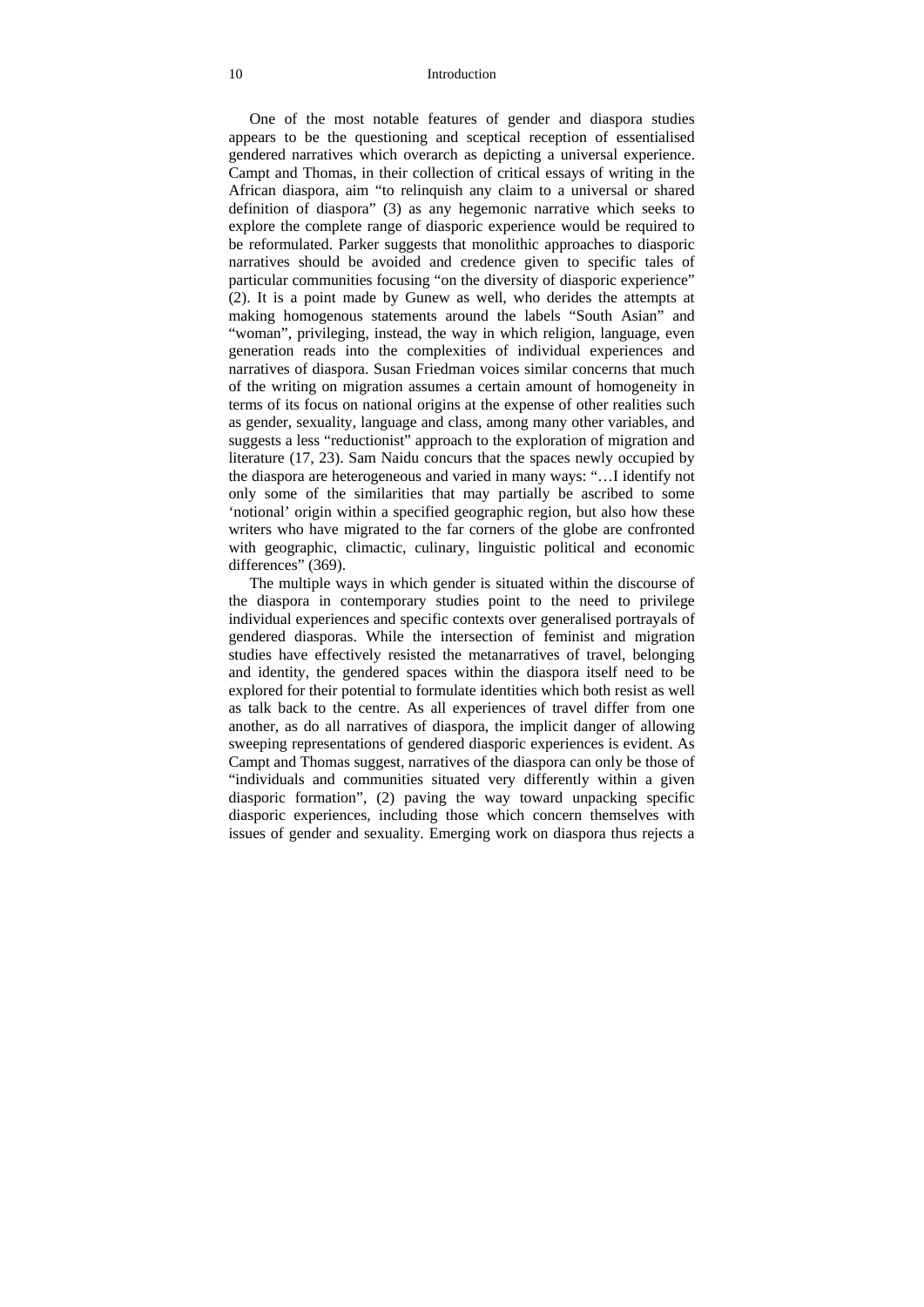One of the most notable features of gender and diaspora studies appears to be the questioning and sceptical reception of essentialised gendered narratives which overarch as depicting a universal experience. Campt and Thomas, in their collection of critical essays of writing in the African diaspora, aim "to relinquish any claim to a universal or shared definition of diaspora" (3) as any hegemonic narrative which seeks to explore the complete range of diasporic experience would be required to be reformulated. Parker suggests that monolithic approaches to diasporic narratives should be avoided and credence given to specific tales of particular communities focusing "on the diversity of diasporic experience" (2). It is a point made by Gunew as well, who derides the attempts at making homogenous statements around the labels "South Asian" and "woman", privileging, instead, the way in which religion, language, even generation reads into the complexities of individual experiences and narratives of diaspora. Susan Friedman voices similar concerns that much of the writing on migration assumes a certain amount of homogeneity in terms of its focus on national origins at the expense of other realities such as gender, sexuality, language and class, among many other variables, and suggests a less "reductionist" approach to the exploration of migration and literature (17, 23). Sam Naidu concurs that the spaces newly occupied by the diaspora are heterogeneous and varied in many ways: "…I identify not only some of the similarities that may partially be ascribed to some 'notional' origin within a specified geographic region, but also how these writers who have migrated to the far corners of the globe are confronted with geographic, climactic, culinary, linguistic political and economic differences" (369).

The multiple ways in which gender is situated within the discourse of the diaspora in contemporary studies point to the need to privilege individual experiences and specific contexts over generalised portrayals of gendered diasporas. While the intersection of feminist and migration studies have effectively resisted the metanarratives of travel, belonging and identity, the gendered spaces within the diaspora itself need to be explored for their potential to formulate identities which both resist as well as talk back to the centre. As all experiences of travel differ from one another, as do all narratives of diaspora, the implicit danger of allowing sweeping representations of gendered diasporic experiences is evident. As Campt and Thomas suggest, narratives of the diaspora can only be those of "individuals and communities situated very differently within a given diasporic formation", (2) paving the way toward unpacking specific diasporic experiences, including those which concern themselves with issues of gender and sexuality. Emerging work on diaspora thus rejects a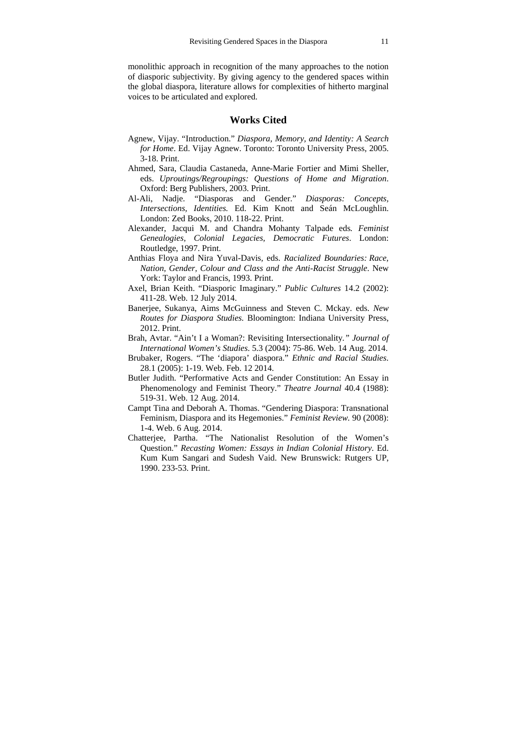monolithic approach in recognition of the many approaches to the notion of diasporic subjectivity. By giving agency to the gendered spaces within the global diaspora, literature allows for complexities of hitherto marginal voices to be articulated and explored.

## Works Cited

Agnew, Vijay. "Introduction." *Diaspora, Memory, and Identity: A Search for Home*. Ed. Vijay Agnew. Toronto: Toronto University Press, 2005. 3-18. Print.

Ahmed, Sara, Claudia Castaneda, Anne-Marie Fortier and Mimi Sheller, eds. *Uproutings/Regroupings: Questions of Home and Migration*. Oxford: Berg Publishers, 2003. Print.

Al-Ali, Nadje. "Diasporas and Gender." *Diasporas: Concepts, Intersections, Identities.* Ed. Kim Knott and Seán McLoughlin. London: Zed Books, 2010. 118-22. Print.

Alexander, Jacqui M. and Chandra Mohanty Talpade eds*. Feminist Genealogies, Colonial Legacies, Democratic Futures*. London: Routledge, 1997. Print.

Anthias Floya and Nira Yuval-Davis, eds. *Racialized Boundaries: Race, Nation, Gender, Colour and Class and the Anti-Racist Struggle*. New York: Taylor and Francis, 1993. Print.

Axel, Brian Keith. "Diasporic Imaginary." *Public Cultures* 14.2 (2002): 411-28. Web. 12 July 2014.

Banerjee, Sukanya, Aims McGuinness and Steven C. Mckay. eds. *New Routes for Diaspora Studies.* Bloomington: Indiana University Press, 2012. Print.

Brah, Avtar. "Ain't I a Woman?: Revisiting Intersectionality*." Journal of International Women's Studies*. 5.3 (2004): 75-86. Web. 14 Aug. 2014.

Brubaker, Rogers. "The 'diapora' diaspora." *Ethnic and Racial Studies*. 28.1 (2005): 1-19. Web. Feb. 12 2014.

Butler Judith. "Performative Acts and Gender Constitution: An Essay in Phenomenology and Feminist Theory." *Theatre Journal* 40.4 (1988): 519-31. Web. 12 Aug. 2014.

Campt Tina and Deborah A. Thomas. "Gendering Diaspora: Transnational Feminism, Diaspora and its Hegemonies." *Feminist Review.* 90 (2008): 1-4. Web. 6 Aug. 2014.

Chatterjee, Partha. "The Nationalist Resolution of the Women's Question." *Recasting Women: Essays in Indian Colonial History*. Ed. Kum Kum Sangari and Sudesh Vaid. New Brunswick: Rutgers UP, 1990. 233-53. Print.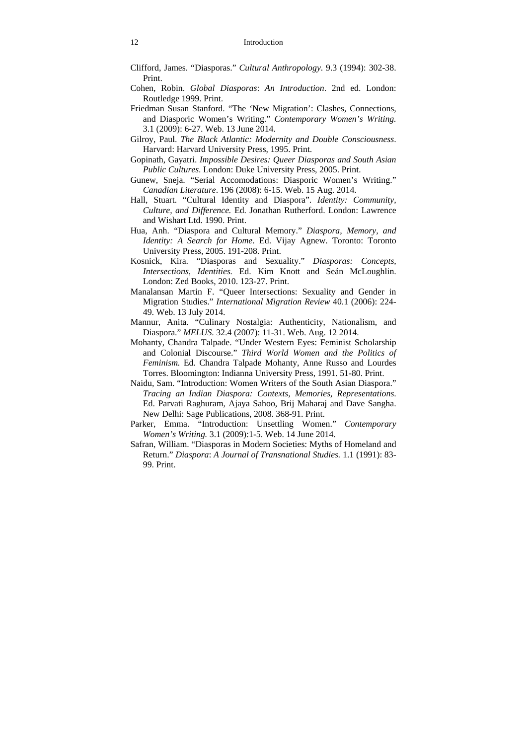Clifford, James. "Diasporas." *Cultural Anthropology*. 9.3 (1994): 302-38. Print.

Cohen, Robin. *Global Diasporas*: *An Introduction*. 2nd ed. London: Routledge 1999. Print.

Friedman Susan Stanford. "The 'New Migration': Clashes, Connections, and Diasporic Women's Writing." *Contemporary Women's Writing.* 3.1 (2009): 6-27. Web. 13 June 2014.

Gilroy, Paul. *The Black Atlantic: Modernity and Double Consciousness*. Harvard: Harvard University Press, 1995. Print.

Gopinath, Gayatri. *Impossible Desires: Queer Diasporas and South Asian Public Cultures*. London: Duke University Press, 2005. Print.

Gunew, Sneja. "Serial Accomodations: Diasporic Women's Writing." *Canadian Literature*. 196 (2008): 6-15. Web. 15 Aug. 2014.

Hall, Stuart. "Cultural Identity and Diaspora". *Identity: Community, Culture, and Difference.* Ed. Jonathan Rutherford. London: Lawrence and Wishart Ltd. 1990. Print.

Hua, Anh. "Diaspora and Cultural Memory." *Diaspora, Memory, and Identity: A Search for Home*. Ed. Vijay Agnew. Toronto: Toronto University Press, 2005. 191-208. Print.

Kosnick, Kira. "Diasporas and Sexuality." *Diasporas: Concepts, Intersections, Identities.* Ed. Kim Knott and Seán McLoughlin. London: Zed Books, 2010. 123-27. Print.

Manalansan Martin F. "Queer Intersections: Sexuality and Gender in Migration Studies." *International Migration Review* 40.1 (2006): 224-49. Web. 13 July 2014.

Mannur, Anita. "Culinary Nostalgia: Authenticity, Nationalism, and Diaspora." *MELUS.* 32.4 (2007): 11-31. Web. Aug. 12 2014.

Mohanty, Chandra Talpade. "Under Western Eyes: Feminist Scholarship and Colonial Discourse." *Third World Women and the Politics of Feminism.* Ed. Chandra Talpade Mohanty, Anne Russo and Lourdes Torres. Bloomington: Indianna University Press, 1991. 51-80. Print.

Naidu, Sam. "Introduction: Women Writers of the South Asian Diaspora." *Tracing an Indian Diaspora: Contexts, Memories, Representations*. Ed. Parvati Raghuram, Ajaya Sahoo, Brij Maharaj and Dave Sangha. New Delhi: Sage Publications, 2008. 368-91. Print.

Parker, Emma. "Introduction: Unsettling Women." *Contemporary Women's Writing.* 3.1 (2009):1-5. Web. 14 June 2014.

Safran, William. "Diasporas in Modern Societies: Myths of Homeland and Return." *Diaspora*: *A Journal of Transnational Studies.* 1.1 (1991): 83-99. Print.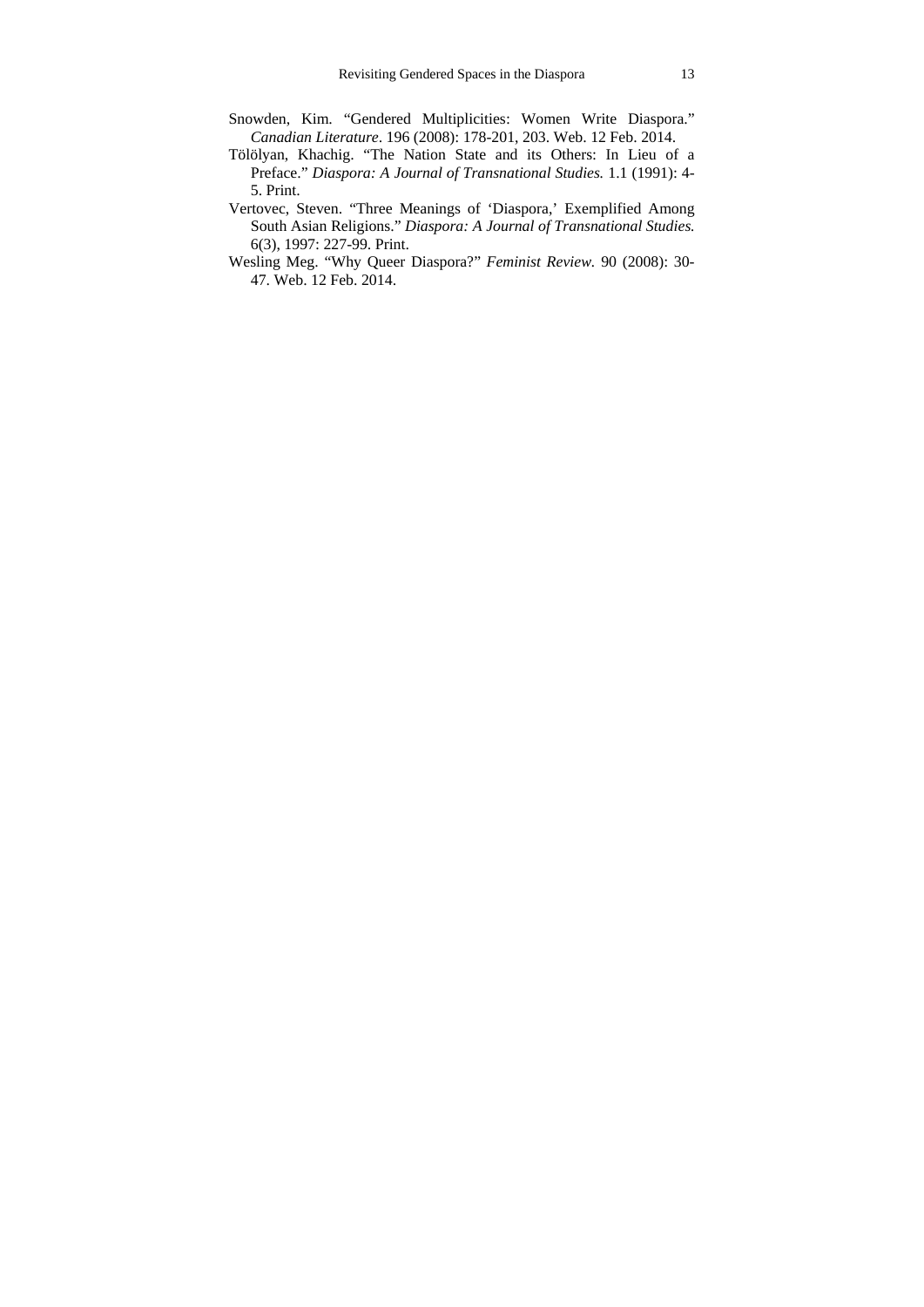Snowden, Kim. “Gendered Multiplicities: Women Write Diaspora.” *Canadian Literature*. 196 (2008): 178-201, 203. Web. 12 Feb. 2014.

Tölölyan, Khachig. “The Nation State and its Others: In Lieu of a Preface.” *Diaspora: A Journal of Transnational Studies.* 1.1 (1991): 4-5. Print.

Vertovec, Steven. “Three Meanings of ‘Diaspora,’ Exemplified Among South Asian Religions.” *Diaspora: A Journal of Transnational Studies.* 6(3), 1997: 227-99. Print.

Wesling Meg. “Why Queer Diaspora?” *Feminist Review.* 90 (2008): 30-47. Web. 12 Feb. 2014.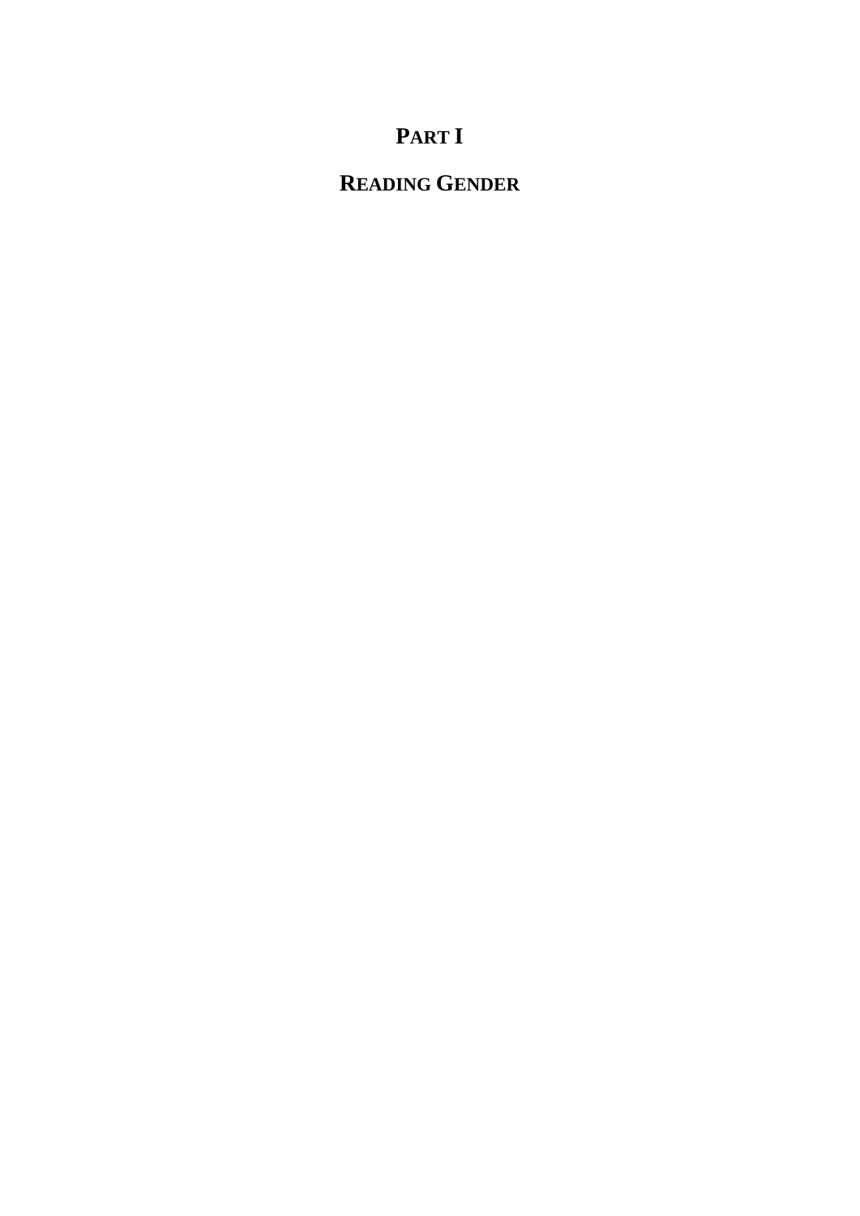# PART I

# READING GENDER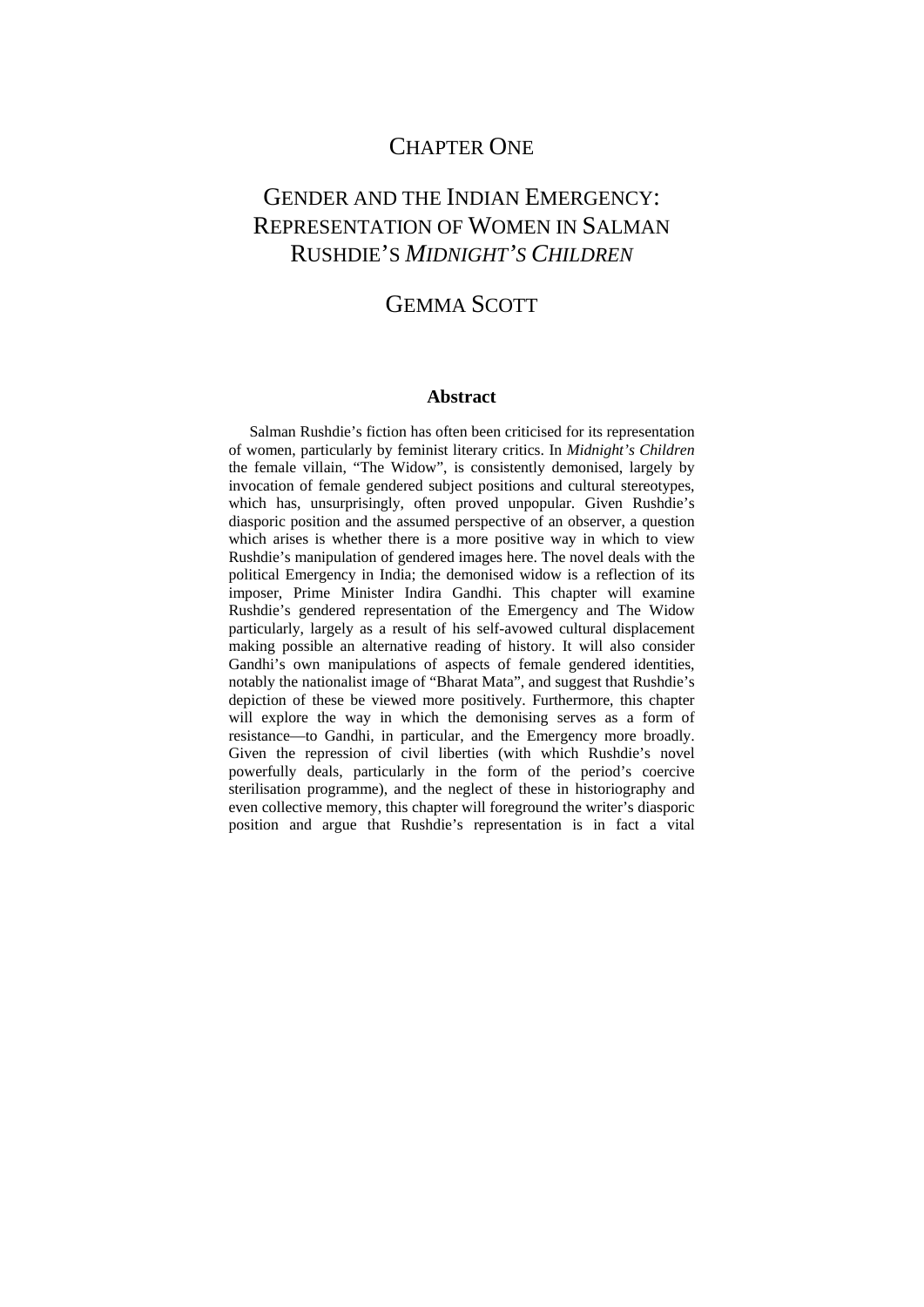# CHAPTER ONE

# GENDER AND THE INDIAN EMERGENCY: REPRESENTATION OF WOMEN IN SALMAN RUSHDIE'S *MIDNIGHT'S CHILDREN*

## GEMMA SCOTT

### Abstract

Salman Rushdie's fiction has often been criticised for its representation of women, particularly by feminist literary critics. In *Midnight's Children* the female villain, "The Widow", is consistently demonised, largely by invocation of female gendered subject positions and cultural stereotypes, which has, unsurprisingly, often proved unpopular. Given Rushdie's diasporic position and the assumed perspective of an observer, a question which arises is whether there is a more positive way in which to view Rushdie's manipulation of gendered images here. The novel deals with the political Emergency in India; the demonised widow is a reflection of its imposer, Prime Minister Indira Gandhi. This chapter will examine Rushdie's gendered representation of the Emergency and The Widow particularly, largely as a result of his self-avowed cultural displacement making possible an alternative reading of history. It will also consider Gandhi's own manipulations of aspects of female gendered identities, notably the nationalist image of "Bharat Mata", and suggest that Rushdie's depiction of these be viewed more positively. Furthermore, this chapter will explore the way in which the demonising serves as a form of resistance—to Gandhi, in particular, and the Emergency more broadly. Given the repression of civil liberties (with which Rushdie's novel powerfully deals, particularly in the form of the period's coercive sterilisation programme), and the neglect of these in historiography and even collective memory, this chapter will foreground the writer's diasporic position and argue that Rushdie's representation is in fact a vital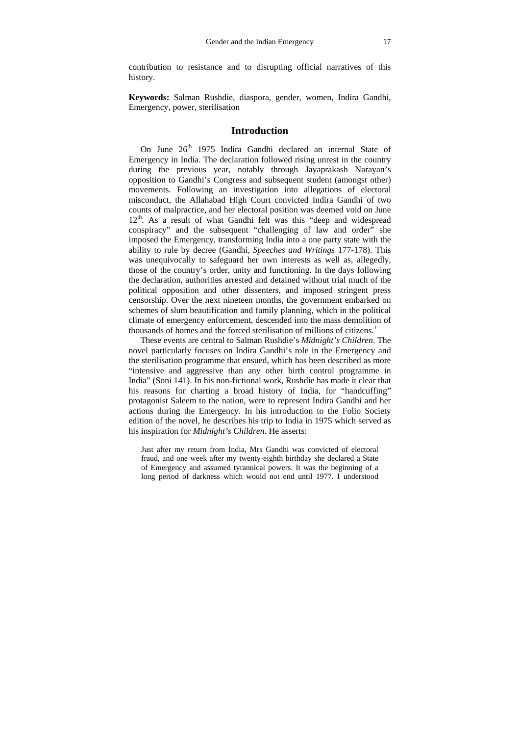contribution to resistance and to disrupting official narratives of this history.

**Keywords:** Salman Rushdie, diaspora, gender, women, Indira Gandhi, Emergency, power, sterilisation

## Introduction

On June 26th 1975 Indira Gandhi declared an internal State of Emergency in India. The declaration followed rising unrest in the country during the previous year, notably through Jayaprakash Narayan's opposition to Gandhi's Congress and subsequent student (amongst other) movements. Following an investigation into allegations of electoral misconduct, the Allahabad High Court convicted Indira Gandhi of two counts of malpractice, and her electoral position was deemed void on June 12th. As a result of what Gandhi felt was this "deep and widespread conspiracy" and the subsequent "challenging of law and order" she imposed the Emergency, transforming India into a one party state with the ability to rule by decree (Gandhi, *Speeches and Writings* 177-178). This was unequivocally to safeguard her own interests as well as, allegedly, those of the country's order, unity and functioning. In the days following the declaration, authorities arrested and detained without trial much of the political opposition and other dissenters, and imposed stringent press censorship. Over the next nineteen months, the government embarked on schemes of slum beautification and family planning, which in the political climate of emergency enforcement, descended into the mass demolition of thousands of homes and the forced sterilisation of millions of citizens.[1]

These events are central to Salman Rushdie's *Midnight's Children*. The novel particularly focuses on Indira Gandhi's role in the Emergency and the sterilisation programme that ensued, which has been described as more "intensive and aggressive than any other birth control programme in India" (Soni 141). In his non-fictional work, Rushdie has made it clear that his reasons for charting a broad history of India, for "handcuffing" protagonist Saleem to the nation, were to represent Indira Gandhi and her actions during the Emergency. In his introduction to the Folio Society edition of the novel, he describes his trip to India in 1975 which served as his inspiration for *Midnight's Children*. He asserts:

> Just after my return from India, Mrs Gandhi was convicted of electoral fraud, and one week after my twenty-eighth birthday she declared a State of Emergency and assumed tyrannical powers. It was the beginning of a long period of darkness which would not end until 1977. I understood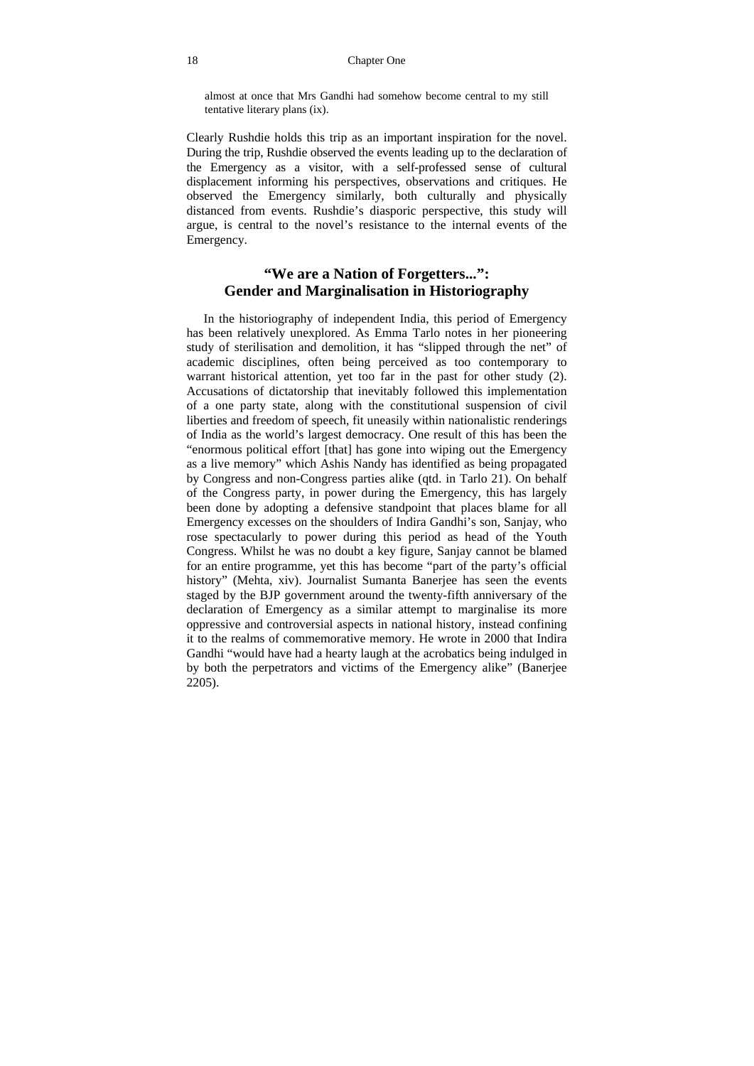> almost at once that Mrs Gandhi had somehow become central to my still tentative literary plans (ix).

Clearly Rushdie holds this trip as an important inspiration for the novel. During the trip, Rushdie observed the events leading up to the declaration of the Emergency as a visitor, with a self-professed sense of cultural displacement informing his perspectives, observations and critiques. He observed the Emergency similarly, both culturally and physically distanced from events. Rushdie's diasporic perspective, this study will argue, is central to the novel's resistance to the internal events of the Emergency.

## "We are a Nation of Forgetters...": Gender and Marginalisation in Historiography

In the historiography of independent India, this period of Emergency has been relatively unexplored. As Emma Tarlo notes in her pioneering study of sterilisation and demolition, it has "slipped through the net" of academic disciplines, often being perceived as too contemporary to warrant historical attention, yet too far in the past for other study (2). Accusations of dictatorship that inevitably followed this implementation of a one party state, along with the constitutional suspension of civil liberties and freedom of speech, fit uneasily within nationalistic renderings of India as the world's largest democracy. One result of this has been the "enormous political effort [that] has gone into wiping out the Emergency as a live memory" which Ashis Nandy has identified as being propagated by Congress and non-Congress parties alike (qtd. in Tarlo 21). On behalf of the Congress party, in power during the Emergency, this has largely been done by adopting a defensive standpoint that places blame for all Emergency excesses on the shoulders of Indira Gandhi's son, Sanjay, who rose spectacularly to power during this period as head of the Youth Congress. Whilst he was no doubt a key figure, Sanjay cannot be blamed for an entire programme, yet this has become "part of the party's official history" (Mehta, xiv). Journalist Sumanta Banerjee has seen the events staged by the BJP government around the twenty-fifth anniversary of the declaration of Emergency as a similar attempt to marginalise its more oppressive and controversial aspects in national history, instead confining it to the realms of commemorative memory. He wrote in 2000 that Indira Gandhi "would have had a hearty laugh at the acrobatics being indulged in by both the perpetrators and victims of the Emergency alike" (Banerjee 2205).